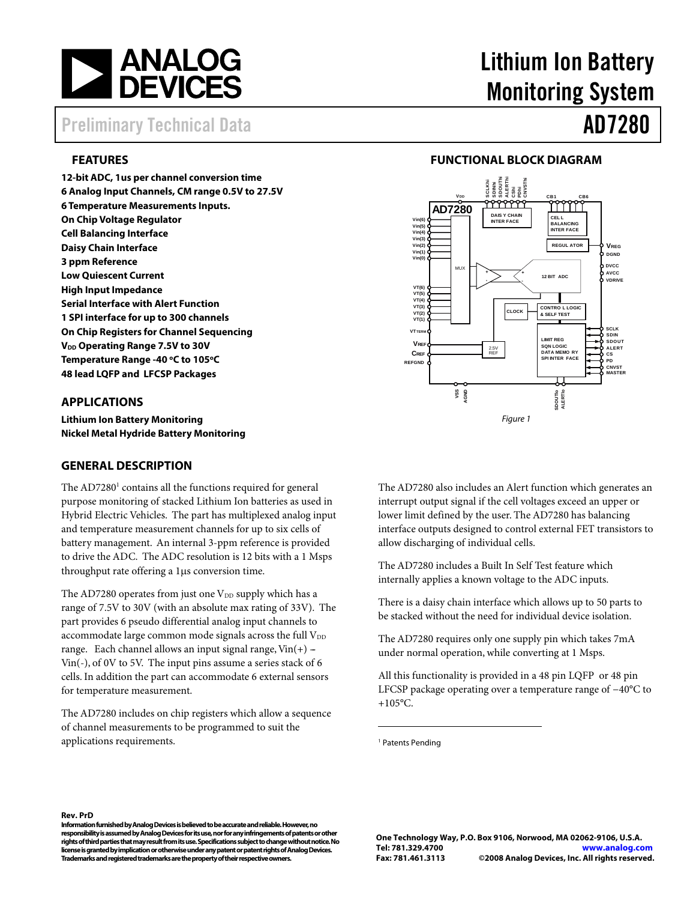# Lithium Ion Battery Monitoring System

## AD7280

Preliminary Technical Data

## FEATURES

**12-bit ADC, 1us per channel conversion time**
**6 Analog Input Channels, CM range 0.5V to 27.5V**
**6 Temperature Measurements Inputs.**
**On Chip Voltage Regulator**
**Cell Balancing Interface**
**Daisy Chain Interface**
**3 ppm Reference**
**Low Quiescent Current**
**High Input Impedance**
**Serial Interface with Alert Function**
**1 SPI interface for up to 300 channels**
**On Chip Registers for Channel Sequencing**
**$V_{DD}$ Operating Range 7.5V to 30V**
**Temperature Range -40 °C to 105°C**
**48 lead LQFP and LFCSP Packages**

## APPLICATIONS

**Lithium Ion Battery Monitoring**
**Nickel Metal Hydride Battery Monitoring**

## FUNCTIONAL BLOCK DIAGRAM

*Figure 1*

## GENERAL DESCRIPTION

The AD7280[1] contains all the functions required for general purpose monitoring of stacked Lithium Ion batteries as used in Hybrid Electric Vehicles. The part has multiplexed analog input and temperature measurement channels for up to six cells of battery management. An internal 3-ppm reference is provided to drive the ADC. The ADC resolution is 12 bits with a 1 Msps throughput rate offering a 1µs conversion time.

The AD7280 operates from just one $V_{DD}$ supply which has a range of 7.5V to 30V (with an absolute max rating of 33V). The part provides 6 pseudo differential analog input channels to accommodate large common mode signals across the full $V_{DD}$ range. Each channel allows an input signal range, Vin(+) – Vin(-), of 0V to 5V. The input pins assume a series stack of 6 cells. In addition the part can accommodate 6 external sensors for temperature measurement.

The AD7280 includes on chip registers which allow a sequence of channel measurements to be programmed to suit the applications requirements.

The AD7280 also includes an Alert function which generates an interrupt output signal if the cell voltages exceed an upper or lower limit defined by the user. The AD7280 has balancing interface outputs designed to control external FET transistors to allow discharging of individual cells.

The AD7280 includes a Built In Self Test feature which internally applies a known voltage to the ADC inputs.

There is a daisy chain interface which allows up to 50 parts to be stacked without the need for individual device isolation.

The AD7280 requires only one supply pin which takes 7mA under normal operation, while converting at 1 Msps.

All this functionality is provided in a 48 pin LQFP or 48 pin LFCSP package operating over a temperature range of −40°C to +105°C.

[1] Patents Pending

**Rev. PrD**
**Information furnished by Analog Devices is believed to be accurate and reliable. However, no responsibility is assumed by Analog Devices for its use, nor for any infringements of patents or other rights of third parties that may result from its use. Specifications subject to change without notice. No license is granted by implication or otherwise under any patent or patent rights of Analog Devices. Trademarks and registered trademarks are the property of their respective owners.**

**One Technology Way, P.O. Box 9106, Norwood, MA 02062-9106, U.S.A.**
**Tel: 781.329.4700 www.analog.com**
**Fax: 781.461.3113 ©2008 Analog Devices, Inc. All rights reserved.**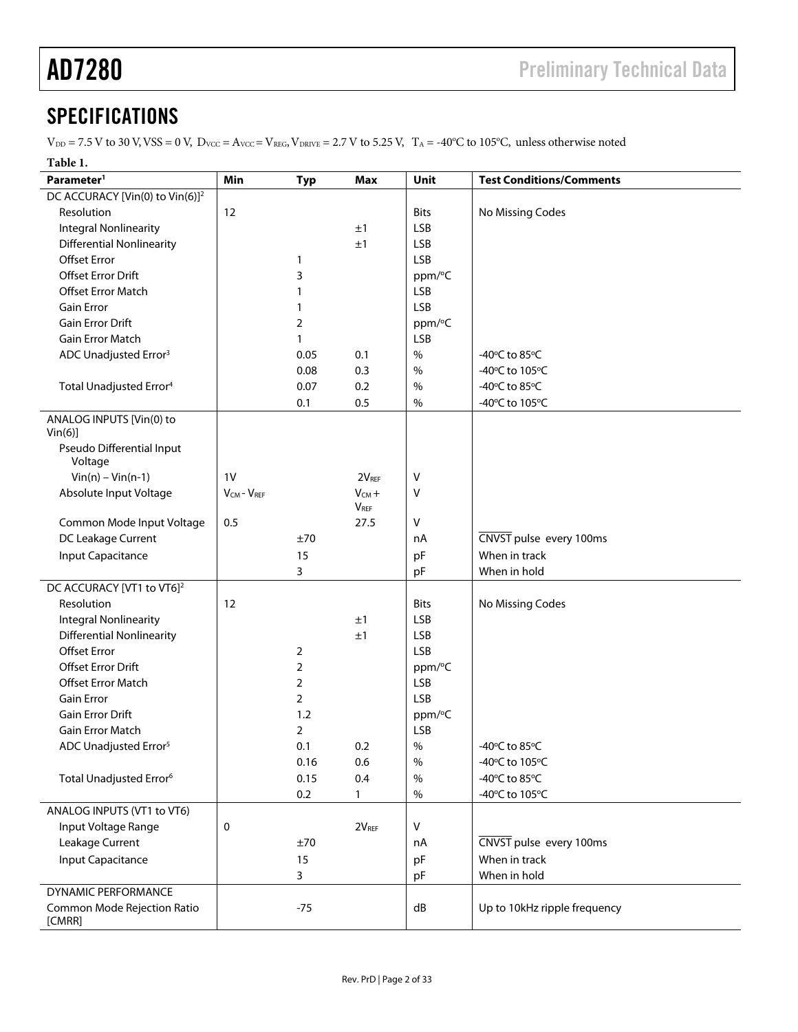## SPECIFICATIONS

$V_{DD}$ = 7.5 V to 30 V, VSS = 0 V, $D_{VCC} = A_{VCC} = V_{REG}$, $V_{DRIVE}$ = 2.7 V to 5.25 V, $T_A$ = -40°C to 105°C, unless otherwise noted

**Table 1.**

| Parameter[1] | Min | Typ | Max | Unit | Test Conditions/Comments |
|---|---|---|---|---|---|
| DC ACCURACY [Vin(0) to Vin(6)][2] | | | | | |
| Resolution | 12 | | | Bits | No Missing Codes |
| Integral Nonlinearity | | | ±1 | LSB | |
| Differential Nonlinearity | | | ±1 | LSB | |
| Offset Error | | 1 | | LSB | |
| Offset Error Drift | | 3 | | ppm/°C | |
| Offset Error Match | | 1 | | LSB | |
| Gain Error | | 1 | | LSB | |
| Gain Error Drift | | 2 | | ppm/°C | |
| Gain Error Match | | 1 | | LSB | |
| ADC Unadjusted Error[3] | | 0.05 | 0.1 | % | -40°C to 85°C |
| | | 0.08 | 0.3 | % | -40°C to 105°C |
| Total Unadjusted Error[4] | | 0.07 | 0.2 | % | -40°C to 85°C |
| | | 0.1 | 0.5 | % | -40°C to 105°C |
| ANALOG INPUTS [Vin(0) to Vin(6)] | | | | | |
| Pseudo Differential Input Voltage | | | | | |
| Vin(n) – Vin(n-1) | 1V | | $2V_{REF}$ | V | |
| Absolute Input Voltage | $V_{CM} - V_{REF}$ | | $V_{CM} + V_{REF}$ | V | |
| Common Mode Input Voltage | 0.5 | | 27.5 | V | |
| DC Leakage Current | | ±70 | | nA | $\overline{\text{CNVST}}$ pulse every 100ms |
| Input Capacitance | | 15 | | pF | When in track |
| | | 3 | | pF | When in hold |
| DC ACCURACY [VT1 to VT6][2] | | | | | |
| Resolution | 12 | | | Bits | No Missing Codes |
| Integral Nonlinearity | | | ±1 | LSB | |
| Differential Nonlinearity | | | ±1 | LSB | |
| Offset Error | | 2 | | LSB | |
| Offset Error Drift | | 2 | | ppm/°C | |
| Offset Error Match | | 2 | | LSB | |
| Gain Error | | 2 | | LSB | |
| Gain Error Drift | | 1.2 | | ppm/°C | |
| Gain Error Match | | 2 | | LSB | |
| ADC Unadjusted Error[5] | | 0.1 | 0.2 | % | -40°C to 85°C |
| | | 0.16 | 0.6 | % | -40°C to 105°C |
| Total Unadjusted Error[6] | | 0.15 | 0.4 | % | -40°C to 85°C |
| | | 0.2 | 1 | % | -40°C to 105°C |
| ANALOG INPUTS (VT1 to VT6) | | | | | |
| Input Voltage Range | 0 | | $2V_{REF}$ | V | |
| Leakage Current | | ±70 | | nA | $\overline{\text{CNVST}}$ pulse every 100ms |
| Input Capacitance | | 15 | | pF | When in track |
| | | 3 | | pF | When in hold |
| DYNAMIC PERFORMANCE | | | | | |
| Common Mode Rejection Ratio [CMRR] | | -75 | | dB | Up to 10kHz ripple frequency |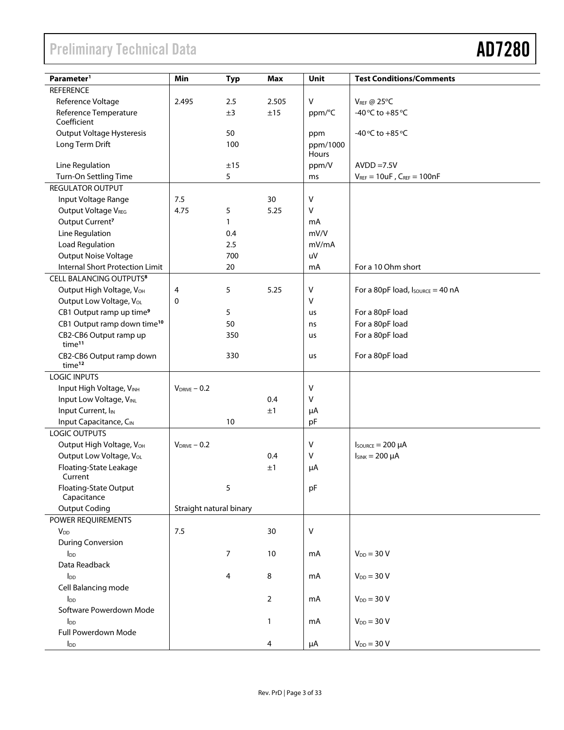| Parameter[1] | Min | Typ | Max | Unit | Test Conditions/Comments |
|---|---|---|---|---|---|
| REFERENCE | | | | | |
| Reference Voltage | 2.495 | 2.5 | 2.505 | V | $V_{REF}$ @ 25°C |
| Reference Temperature Coefficient | | ±3 | ±15 | ppm/°C | -40 °C to +85 °C |
| Output Voltage Hysteresis | | 50 | | ppm | -40 °C to +85 °C |
| Long Term Drift | | 100 | | ppm/1000 Hours | |
| Line Regulation | | ±15 | | ppm/V | AVDD =7.5V |
| Turn-On Settling Time | | 5 | | ms | $V_{REF}$ = 10uF , $C_{REF}$ = 100nF |
| REGULATOR OUTPUT | | | | | |
| Input Voltage Range | 7.5 | | 30 | V | |
| Output Voltage $V_{REG}$ | 4.75 | 5 | 5.25 | V | |
| Output Current[7] | | 1 | | mA | |
| Line Regulation | | 0.4 | | mV/V | |
| Load Regulation | | 2.5 | | mV/mA | |
| Output Noise Voltage | | 700 | | uV | |
| Internal Short Protection Limit | | 20 | | mA | For a 10 Ohm short |
| CELL BALANCING OUTPUTS[8] | | | | | |
| Output High Voltage, $V_{OH}$ | 4 | 5 | 5.25 | V | For a 80pF load, $I_{SOURCE}$ = 40 nA |
| Output Low Voltage, $V_{OL}$ | 0 | | | V | |
| CB1 Output ramp up time[9] | | 5 | | us | For a 80pF load |
| CB1 Output ramp down time[10] | | 50 | | ns | For a 80pF load |
| CB2-CB6 Output ramp up time[11] | | 350 | | us | For a 80pF load |
| CB2-CB6 Output ramp down time[12] | | 330 | | us | For a 80pF load |
| LOGIC INPUTS | | | | | |
| Input High Voltage, $V_{INH}$ | $V_{DRIVE}$ – 0.2 | | | V | |
| Input Low Voltage, $V_{INL}$ | | | 0.4 | V | |
| Input Current, $I_{IN}$ | | | ±1 | µA | |
| Input Capacitance, $C_{IN}$ | | 10 | | pF | |
| LOGIC OUTPUTS | | | | | |
| Output High Voltage, $V_{OH}$ | $V_{DRIVE}$ – 0.2 | | | V | $I_{SOURCE}$ = 200 µA |
| Output Low Voltage, $V_{OL}$ | | | 0.4 | V | $I_{SINK}$ = 200 µA |
| Floating-State Leakage Current | | | ±1 | µA | |
| Floating-State Output Capacitance | | 5 | | pF | |
| Output Coding | Straight natural binary | | | | |
| POWER REQUIREMENTS | | | | | |
| $V_{DD}$ | 7.5 | | 30 | V | |
| During Conversion | | | | | |
| $I_{DD}$ | | 7 | 10 | mA | $V_{DD}$ = 30 V |
| Data Readback | | | | | |
| $I_{DD}$ | | 4 | 8 | mA | $V_{DD}$ = 30 V |
| Cell Balancing mode | | | | | |
| $I_{DD}$ | | | 2 | mA | $V_{DD}$ = 30 V |
| Software Powerdown Mode | | | | | |
| $I_{DD}$ | | | 1 | mA | $V_{DD}$ = 30 V |
| Full Powerdown Mode | | | | | |
| $I_{DD}$ | | | 4 | µA | $V_{DD}$ = 30 V |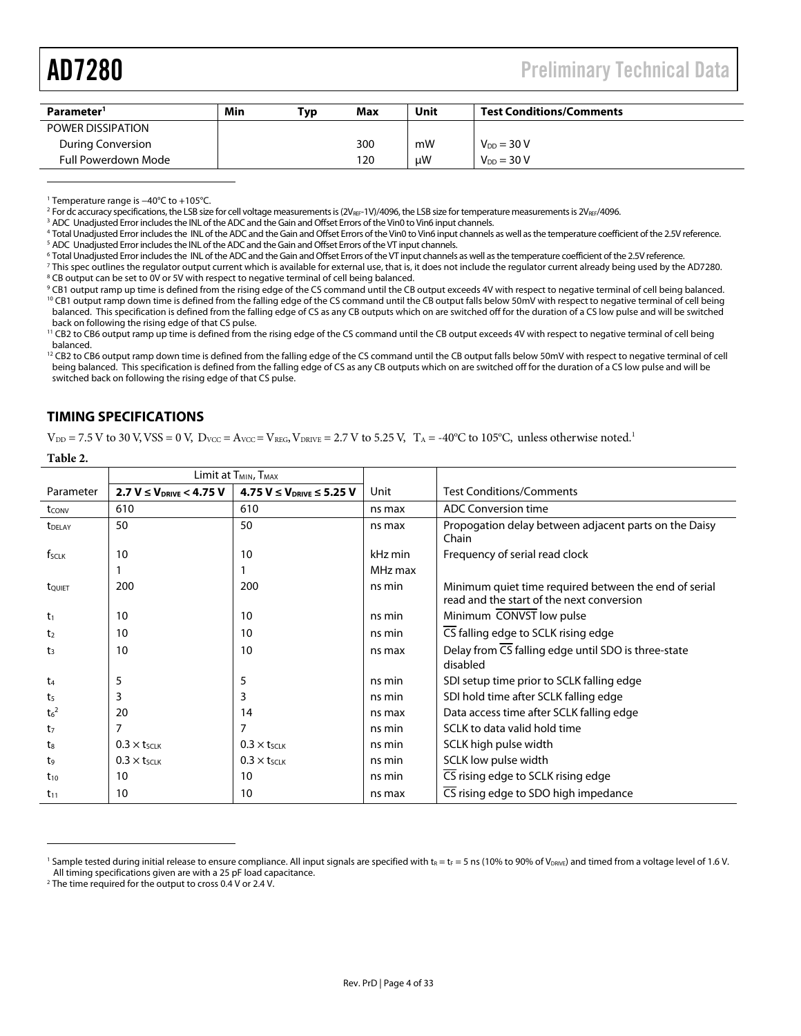| Parameter[1] | Min | Typ | Max | Unit | Test Conditions/Comments |
|---|---|---|---|---|---|
| POWER DISSIPATION | | | | | |
| During Conversion | | | 300 | mW | $V_{DD}$ = 30 V |
| Full Powerdown Mode | | | 120 | µW | $V_{DD}$ = 30 V |

[1] Temperature range is −40°C to +105°C.
[2] For dc accuracy specifications, the LSB size for cell voltage measurements is $(2V_{REF}-1V)/4096$, the LSB size for temperature measurements is $2V_{REF}/4096$.
[3] ADC Unadjusted Error includes the INL of the ADC and the Gain and Offset Errors of the Vin0 to Vin6 input channels.
[4] Total Unadjusted Error includes the INL of the ADC and the Gain and Offset Errors of the Vin0 to Vin6 input channels as well as the temperature coefficient of the 2.5V reference.
[5] ADC Unadjusted Error includes the INL of the ADC and the Gain and Offset Errors of the VT input channels.
[6] Total Unadjusted Error includes the INL of the ADC and the Gain and Offset Errors of the VT input channels as well as the temperature coefficient of the 2.5V reference.
[7] This spec outlines the regulator output current which is available for external use, that is, it does not include the regulator current already being used by the AD7280.
[8] CB output can be set to 0V or 5V with respect to negative terminal of cell being balanced.
[9] CB1 output ramp up time is defined from the rising edge of the CS command until the CB output exceeds 4V with respect to negative terminal of cell being balanced.
[10] CB1 output ramp down time is defined from the falling edge of the CS command until the CB output falls below 50mV with respect to negative terminal of cell being balanced. This specification is defined from the falling edge of CS as any CB outputs which on are switched off for the duration of a CS low pulse and will be switched back on following the rising edge of that CS pulse.
[11] CB2 to CB6 output ramp up time is defined from the rising edge of the CS command until the CB output exceeds 4V with respect to negative terminal of cell being balanced.
[12] CB2 to CB6 output ramp down time is defined from the falling edge of the CS command until the CB output falls below 50mV with respect to negative terminal of cell being balanced. This specification is defined from the falling edge of CS as any CB outputs which on are switched off for the duration of a CS low pulse and will be switched back on following the rising edge of that CS pulse.

## TIMING SPECIFICATIONS

$V_{DD}$ = 7.5 V to 30 V, VSS = 0 V, $D_{VCC} = A_{VCC} = V_{REG}$, $V_{DRIVE}$ = 2.7 V to 5.25 V, $T_A$ = -40°C to 105°C, unless otherwise noted.[1]

**Table 2.**

| | Limit at $T_{MIN}$, $T_{MAX}$ | | | |
|---|---|---|---|---|
| Parameter | **2.7 V ≤ $V_{DRIVE}$ < 4.75 V** | **4.75 V ≤ $V_{DRIVE}$ ≤ 5.25 V** | Unit | Test Conditions/Comments |
| $t_{CONV}$ | 610 | 610 | ns max | ADC Conversion time |
| $t_{DELAY}$ | 50 | 50 | ns max | Propogation delay between adjacent parts on the Daisy Chain |
| $f_{SCLK}$ | 10 | 10 | kHz min | Frequency of serial read clock |
| | 1 | 1 | MHz max | |
| $t_{QUIET}$ | 200 | 200 | ns min | Minimum quiet time required between the end of serial read and the start of the next conversion |
| $t_1$ | 10 | 10 | ns min | Minimum $\overline{\text{CONVST}}$ low pulse |
| $t_2$ | 10 | 10 | ns min | $\overline{\text{CS}}$ falling edge to SCLK rising edge |
| $t_3$ | 10 | 10 | ns max | Delay from $\overline{\text{CS}}$ falling edge until SDO is three-state disabled |
| $t_4$ | 5 | 5 | ns min | SDI setup time prior to SCLK falling edge |
| $t_5$ | 3 | 3 | ns min | SDI hold time after SCLK falling edge |
| $t_6$[2] | 20 | 14 | ns max | Data access time after SCLK falling edge |
| $t_7$ | 7 | 7 | ns min | SCLK to data valid hold time |
| $t_8$ | $0.3 \times t_{SCLK}$ | $0.3 \times t_{SCLK}$ | ns min | SCLK high pulse width |
| $t_9$ | $0.3 \times t_{SCLK}$ | $0.3 \times t_{SCLK}$ | ns min | SCLK low pulse width |
| $t_{10}$ | 10 | 10 | ns min | $\overline{\text{CS}}$ rising edge to SCLK rising edge |
| $t_{11}$ | 10 | 10 | ns max | $\overline{\text{CS}}$ rising edge to SDO high impedance |

[1] Sample tested during initial release to ensure compliance. All input signals are specified with $t_R = t_F$ = 5 ns (10% to 90% of $V_{DRIVE}$) and timed from a voltage level of 1.6 V. All timing specifications given are with a 25 pF load capacitance.
[2] The time required for the output to cross 0.4 V or 2.4 V.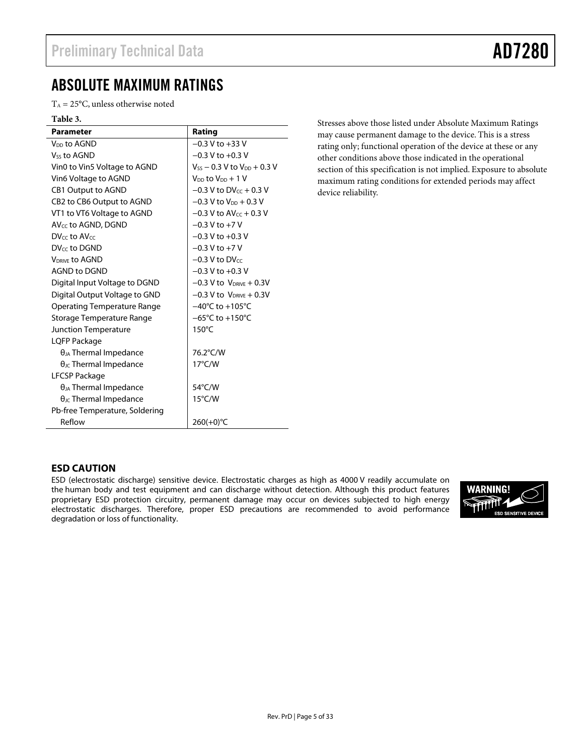# ABSOLUTE MAXIMUM RATINGS

$T_A$ = 25°C, unless otherwise noted

**Table 3.**

| Parameter | Rating |
|---|---|
| $V_{DD}$ to AGND | −0.3 V to +33 V |
| $V_{SS}$ to AGND | −0.3 V to +0.3 V |
| Vin0 to Vin5 Voltage to AGND | $V_{SS}$ − 0.3 V to $V_{DD}$ + 0.3 V |
| Vin6 Voltage to AGND | $V_{DD}$ to $V_{DD}$ + 1 V |
| CB1 Output to AGND | −0.3 V to $DV_{CC}$ + 0.3 V |
| CB2 to CB6 Output to AGND | −0.3 V to $V_{DD}$ + 0.3 V |
| VT1 to VT6 Voltage to AGND | −0.3 V to $AV_{CC}$ + 0.3 V |
| $AV_{CC}$ to AGND, DGND | −0.3 V to +7 V |
| $DV_{CC}$ to $AV_{CC}$ | −0.3 V to +0.3 V |
| $DV_{CC}$ to DGND | −0.3 V to +7 V |
| $V_{DRIVE}$ to AGND | −0.3 V to $DV_{CC}$ |
| AGND to DGND | −0.3 V to +0.3 V |
| Digital Input Voltage to DGND | −0.3 V to $V_{DRIVE}$ + 0.3V |
| Digital Output Voltage to GND | −0.3 V to $V_{DRIVE}$ + 0.3V |
| Operating Temperature Range | −40°C to +105°C |
| Storage Temperature Range | −65°C to +150°C |
| Junction Temperature | 150°C |
| LQFP Package | |
| $\theta_{JA}$ Thermal Impedance | 76.2°C/W |
| $\theta_{JC}$ Thermal Impedance | 17°C/W |
| LFCSP Package | |
| $\theta_{JA}$ Thermal Impedance | 54°C/W |
| $\theta_{JC}$ Thermal Impedance | 15°C/W |
| Pb-free Temperature, Soldering | |
| Reflow | 260(+0)°C |

Stresses above those listed under Absolute Maximum Ratings may cause permanent damage to the device. This is a stress rating only; functional operation of the device at these or any other conditions above those indicated in the operational section of this specification is not implied. Exposure to absolute maximum rating conditions for extended periods may affect device reliability.

## ESD CAUTION

ESD (electrostatic discharge) sensitive device. Electrostatic charges as high as 4000 V readily accumulate on the human body and test equipment and can discharge without detection. Although this product features proprietary ESD protection circuitry, permanent damage may occur on devices subjected to high energy electrostatic discharges. Therefore, proper ESD precautions are recommended to avoid performance degradation or loss of functionality.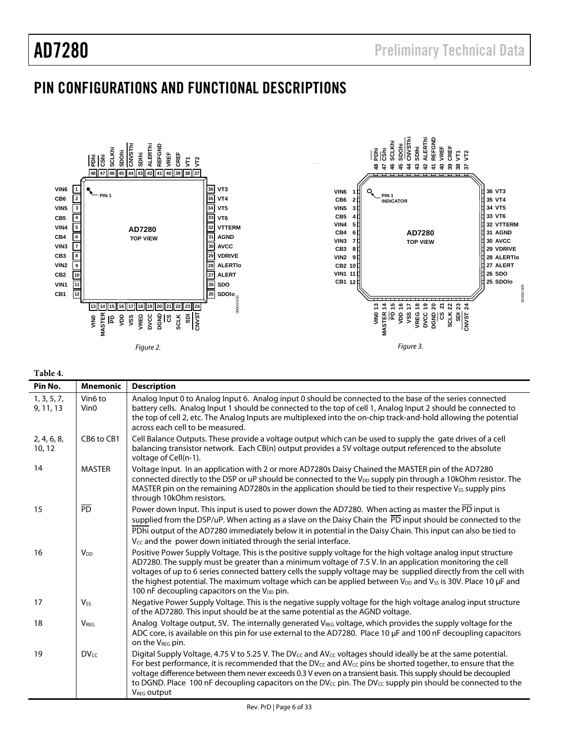# PIN CONFIGURATIONS AND FUNCTIONAL DESCRIPTIONS

*Figure 2.*

*Figure 3.*

**Table 4.**

| Pin No. | Mnemonic | Description |
|---|---|---|
| 1, 3, 5, 7, 9, 11, 13 | Vin6 to Vin0 | Analog Input 0 to Analog Input 6. Analog input 0 should be connected to the base of the series connected battery cells. Analog Input 1 should be connected to the top of cell 1, Analog Input 2 should be connected to the top of cell 2, etc. The Analog Inputs are multiplexed into the on-chip track-and-hold allowing the potential across each cell to be measured. |
| 2, 4, 6, 8, 10, 12 | CB6 to CB1 | Cell Balance Outputs. These provide a voltage output which can be used to supply the gate drives of a cell balancing transistor network. Each CB(n) output provides a 5V voltage output referenced to the absolute voltage of Cell(n-1). |
| 14 | MASTER | Voltage Input. In an application with 2 or more AD7280s Daisy Chained the MASTER pin of the AD7280 connected directly to the DSP or uP should be connected to the $V_{DD}$ supply pin through a 10kOhm resistor. The MASTER pin on the remaining AD7280s in the application should be tied to their respective $V_{SS}$ supply pins through 10kOhm resistors. |
| 15 | $\overline{PD}$ | Power down Input. This input is used to power down the AD7280. When acting as master the $\overline{PD}$ input is supplied from the DSP/uP. When acting as a slave on the Daisy Chain the $\overline{PD}$ input should be connected to the $\overline{PDhi}$ output of the AD7280 immediately below it in potential in the Daisy Chain. This input can also be tied to $V_{CC}$ and the power down initiated through the serial interface. |
| 16 | $V_{DD}$ | Positive Power Supply Voltage. This is the positive supply voltage for the high voltage analog input structure AD7280. The supply must be greater than a minimum voltage of 7.5 V. In an application monitoring the cell voltages of up to 6 series connected battery cells the supply voltage may be supplied directly from the cell with the highest potential. The maximum voltage which can be applied between $V_{DD}$ and $V_{SS}$ is 30V. Place 10 µF and 100 nF decoupling capacitors on the $V_{DD}$ pin. |
| 17 | $V_{SS}$ | Negative Power Supply Voltage. This is the negative supply voltage for the high voltage analog input structure of the AD7280. This input should be at the same potential as the AGND voltage. |
| 18 | $V_{REG}$ | Analog Voltage output, 5V. The internally generated $V_{REG}$ voltage, which provides the supply voltage for the ADC core, is available on this pin for use external to the AD7280. Place 10 µF and 100 nF decoupling capacitors on the $V_{REG}$ pin. |
| 19 | $DV_{CC}$ | Digital Supply Voltage, 4.75 V to 5.25 V. The $DV_{CC}$ and $AV_{CC}$ voltages should ideally be at the same potential. For best performance, it is recommended that the $DV_{CC}$ and $AV_{CC}$ pins be shorted together, to ensure that the voltage difference between them never exceeds 0.3 V even on a transient basis. This supply should be decoupled to DGND. Place 100 nF decoupling capacitors on the $DV_{CC}$ pin. The $DV_{CC}$ supply pin should be connected to the $V_{REG}$ output |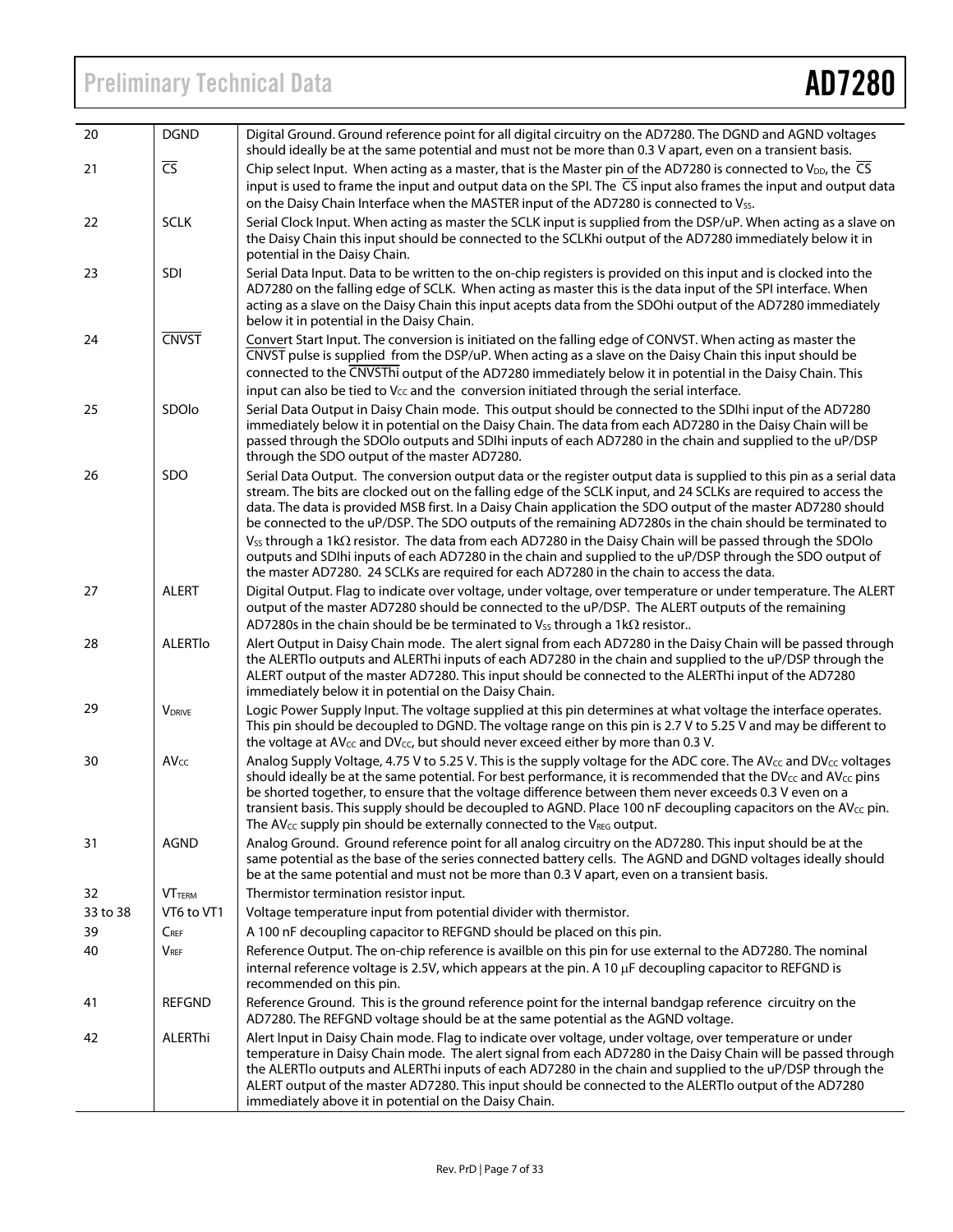| 20 | DGND | Digital Ground. Ground reference point for all digital circuitry on the AD7280. The DGND and AGND voltages should ideally be at the same potential and must not be more than 0.3 V apart, even on a transient basis. |
|---|---|---|
| 21 | $\overline{CS}$ | Chip select Input. When acting as a master, that is the Master pin of the AD7280 is connected to $V_{DD}$, the $\overline{CS}$ input is used to frame the input and output data on the SPI. The $\overline{CS}$ input also frames the input and output data on the Daisy Chain Interface when the MASTER input of the AD7280 is connected to $V_{SS}$. |
| 22 | SCLK | Serial Clock Input. When acting as master the SCLK input is supplied from the DSP/uP. When acting as a slave on the Daisy Chain this input should be connected to the SCLKhi output of the AD7280 immediately below it in potential in the Daisy Chain. |
| 23 | SDI | Serial Data Input. Data to be written to the on-chip registers is provided on this input and is clocked into the AD7280 on the falling edge of SCLK. When acting as master this is the data input of the SPI interface. When acting as a slave on the Daisy Chain this input acepts data from the SDOhi output of the AD7280 immediately below it in potential in the Daisy Chain. |
| 24 | $\overline{CNVST}$ | Convert Start Input. The conversion is initiated on the falling edge of CONVST. When acting as master the $\overline{CNVST}$ pulse is supplied from the DSP/uP. When acting as a slave on the Daisy Chain this input should be connected to the $\overline{CNVSThi}$ output of the AD7280 immediately below it in potential in the Daisy Chain. This input can also be tied to $V_{CC}$ and the conversion initiated through the serial interface. |
| 25 | SDOlo | Serial Data Output in Daisy Chain mode. This output should be connected to the SDIhi input of the AD7280 immediately below it in potential on the Daisy Chain. The data from each AD7280 in the Daisy Chain will be passed through the SDOlo outputs and SDIhi inputs of each AD7280 in the chain and supplied to the uP/DSP through the SDO output of the master AD7280. |
| 26 | SDO | Serial Data Output. The conversion output data or the register output data is supplied to this pin as a serial data stream. The bits are clocked out on the falling edge of the SCLK input, and 24 SCLKs are required to access the data. The data is provided MSB first. In a Daisy Chain application the SDO output of the master AD7280 should be connected to the uP/DSP. The SDO outputs of the remaining AD7280s in the chain should be terminated to $V_{SS}$ through a 1kΩ resistor. The data from each AD7280 in the Daisy Chain will be passed through the SDOlo outputs and SDIhi inputs of each AD7280 in the chain and supplied to the uP/DSP through the SDO output of the master AD7280. 24 SCLKs are required for each AD7280 in the chain to access the data. |
| 27 | ALERT | Digital Output. Flag to indicate over voltage, under voltage, over temperature or under temperature. The ALERT output of the master AD7280 should be connected to the uP/DSP. The ALERT outputs of the remaining AD7280s in the chain should be terminated to $V_{SS}$ through a 1kΩ resistor.. |
| 28 | ALERTlo | Alert Output in Daisy Chain mode. The alert signal from each AD7280 in the Daisy Chain will be passed through the ALERTlo outputs and ALERThi inputs of each AD7280 in the chain and supplied to the uP/DSP through the ALERT output of the master AD7280. This input should be connected to the ALERThi input of the AD7280 immediately below it in potential on the Daisy Chain. |
| 29 | $V_{DRIVE}$ | Logic Power Supply Input. The voltage supplied at this pin determines at what voltage the interface operates. This pin should be decoupled to DGND. The voltage range on this pin is 2.7 V to 5.25 V and may be different to the voltage at $AV_{CC}$ and $DV_{CC}$, but should never exceed either by more than 0.3 V. |
| 30 | $AV_{CC}$ | Analog Supply Voltage, 4.75 V to 5.25 V. This is the supply voltage for the ADC core. The $AV_{CC}$ and $DV_{CC}$ voltages should ideally be at the same potential. For best performance, it is recommended that the $DV_{CC}$ and $AV_{CC}$ pins be shorted together, to ensure that the voltage difference between them never exceeds 0.3 V even on a transient basis. This supply should be decoupled to AGND. Place 100 nF decoupling capacitors on the $AV_{CC}$ pin. The $AV_{CC}$ supply pin should be externally connected to the $V_{REG}$ output. |
| 31 | AGND | Analog Ground. Ground reference point for all analog circuitry on the AD7280. This input should be at the same potential as the base of the series connected battery cells. The AGND and DGND voltages ideally should be at the same potential and must not be more than 0.3 V apart, even on a transient basis. |
| 32 | $VT_{TERM}$ | Thermistor termination resistor input. |
| 33 to 38 | VT6 to VT1 | Voltage temperature input from potential divider with thermistor. |
| 39 | $C_{REF}$ | A 100 nF decoupling capacitor to REFGND should be placed on this pin. |
| 40 | $V_{REF}$ | Reference Output. The on-chip reference is availble on this pin for use external to the AD7280. The nominal internal reference voltage is 2.5V, which appears at the pin. A 10 μF decoupling capacitor to REFGND is recommended on this pin. |
| 41 | REFGND | Reference Ground. This is the ground reference point for the internal bandgap reference circuitry on the AD7280. The REFGND voltage should be at the same potential as the AGND voltage. |
| 42 | ALERThi | Alert Input in Daisy Chain mode. Flag to indicate over voltage, under voltage, over temperature or under temperature in Daisy Chain mode. The alert signal from each AD7280 in the Daisy Chain will be passed through the ALERTlo outputs and ALERThi inputs of each AD7280 in the chain and supplied to the uP/DSP through the ALERT output of the master AD7280. This input should be connected to the ALERTlo output of the AD7280 immediately above it in potential on the Daisy Chain. |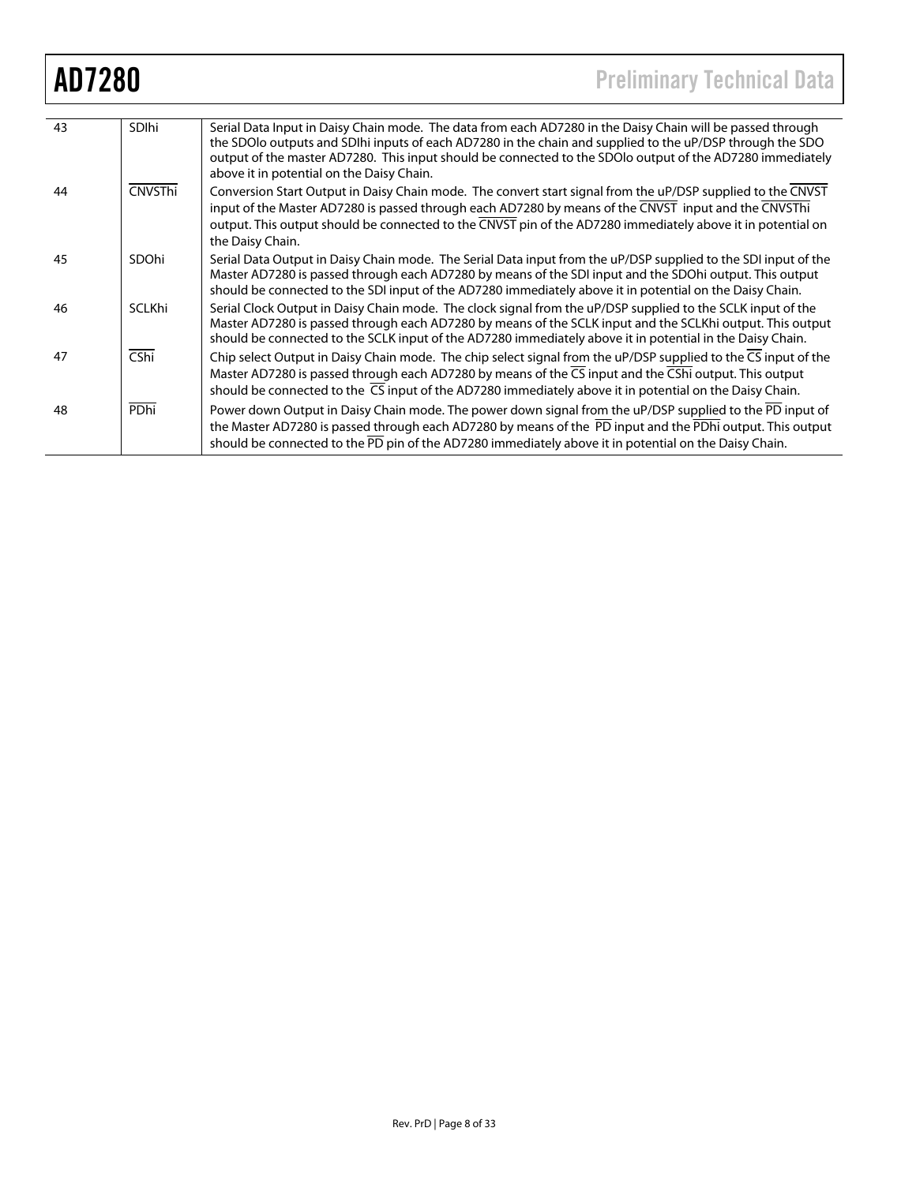| 43 | SDIhi | Serial Data Input in Daisy Chain mode. The data from each AD7280 in the Daisy Chain will be passed through the SDOlo outputs and SDIhi inputs of each AD7280 in the chain and supplied to the uP/DSP through the SDO output of the master AD7280. This input should be connected to the SDOlo output of the AD7280 immediately above it in potential on the Daisy Chain. |
|---|---|---|
| 44 | $\overline{\text{CNVSThi}}$ | Conversion Start Output in Daisy Chain mode. The convert start signal from the uP/DSP supplied to the $\overline{\text{CNVST}}$ input of the Master AD7280 is passed through each AD7280 by means of the $\overline{\text{CNVST}}$ input and the $\overline{\text{CNVSThi}}$ output. This output should be connected to the $\overline{\text{CNVST}}$ pin of the AD7280 immediately above it in potential on the Daisy Chain. |
| 45 | SDOhi | Serial Data Output in Daisy Chain mode. The Serial Data input from the uP/DSP supplied to the SDI input of the Master AD7280 is passed through each AD7280 by means of the SDI input and the SDOhi output. This output should be connected to the SDI input of the AD7280 immediately above it in potential on the Daisy Chain. |
| 46 | SCLKhi | Serial Clock Output in Daisy Chain mode. The clock signal from the uP/DSP supplied to the SCLK input of the Master AD7280 is passed through each AD7280 by means of the SCLK input and the SCLKhi output. This output should be connected to the SCLK input of the AD7280 immediately above it in potential in the Daisy Chain. |
| 47 | $\overline{\text{CShi}}$ | Chip select Output in Daisy Chain mode. The chip select signal from the uP/DSP supplied to the $\overline{\text{CS}}$ input of the Master AD7280 is passed through each AD7280 by means of the $\overline{\text{CS}}$ input and the $\overline{\text{CShi}}$ output. This output should be connected to the $\overline{\text{CS}}$ input of the AD7280 immediately above it in potential on the Daisy Chain. |
| 48 | $\overline{\text{PDhi}}$ | Power down Output in Daisy Chain mode. The power down signal from the uP/DSP supplied to the $\overline{\text{PD}}$ input of the Master AD7280 is passed through each AD7280 by means of the $\overline{\text{PD}}$ input and the $\overline{\text{PDhi}}$ output. This output should be connected to the $\overline{\text{PD}}$ pin of the AD7280 immediately above it in potential on the Daisy Chain. |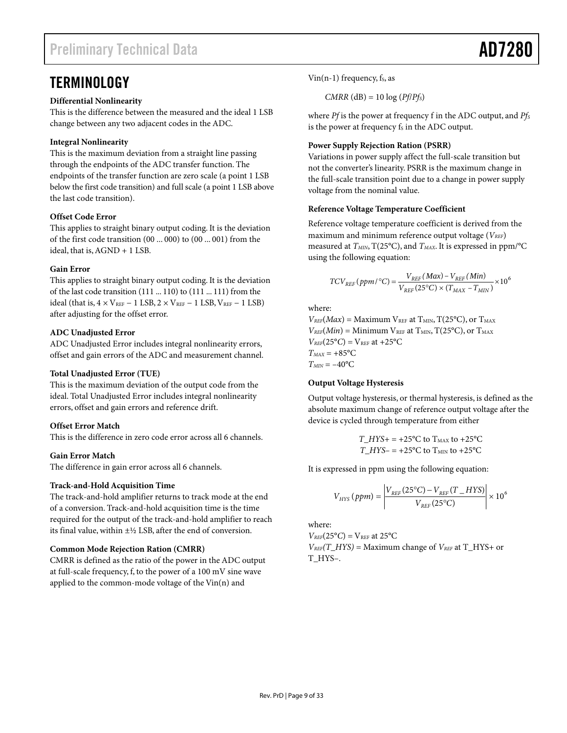# TERMINOLOGY

**Differential Nonlinearity**

This is the difference between the measured and the ideal 1 LSB change between any two adjacent codes in the ADC.

**Integral Nonlinearity**

This is the maximum deviation from a straight line passing through the endpoints of the ADC transfer function. The endpoints of the transfer function are zero scale (a point 1 LSB below the first code transition) and full scale (a point 1 LSB above the last code transition).

**Offset Code Error**

This applies to straight binary output coding. It is the deviation of the first code transition (00 ... 000) to (00 ... 001) from the ideal, that is, AGND + 1 LSB.

**Gain Error**

This applies to straight binary output coding. It is the deviation of the last code transition (111 ... 110) to (111 ... 111) from the ideal (that is, $4 \times V_{REF} - 1$ LSB, $2 \times V_{REF} - 1$ LSB, $V_{REF} - 1$ LSB) after adjusting for the offset error.

**ADC Unadjusted Error**

ADC Unadjusted Error includes integral nonlinearity errors, offset and gain errors of the ADC and measurement channel.

**Total Unadjusted Error (TUE)**

This is the maximum deviation of the output code from the ideal. Total Unadjusted Error includes integral nonlinearity errors, offset and gain errors and reference drift.

**Offset Error Match**

This is the difference in zero code error across all 6 channels.

**Gain Error Match**

The difference in gain error across all 6 channels.

**Track-and-Hold Acquisition Time**

The track-and-hold amplifier returns to track mode at the end of a conversion. Track-and-hold acquisition time is the time required for the output of the track-and-hold amplifier to reach its final value, within ±½ LSB, after the end of conversion.

**Common Mode Rejection Ration (CMRR)**

CMRR is defined as the ratio of the power in the ADC output at full-scale frequency, f, to the power of a 100 mV sine wave applied to the common-mode voltage of the Vin(n) and Vin(n-1) frequency, $f_S$, as

$$CMRR\ (\text{dB}) = 10 \log (Pf/Pf_S)$$

where $Pf$ is the power at frequency f in the ADC output, and $Pf_S$ is the power at frequency $f_S$ in the ADC output.

**Power Supply Rejection Ration (PSRR)**

Variations in power supply affect the full-scale transition but not the converter's linearity. PSRR is the maximum change in the full-scale transition point due to a change in power supply voltage from the nominal value.

**Reference Voltage Temperature Coefficient**

Reference voltage temperature coefficient is derived from the maximum and minimum reference output voltage ($V_{REF}$) measured at $T_{MIN}$, T(25°C), and $T_{MAX}$. It is expressed in ppm/°C using the following equation:

$$TCV_{REF}(ppm/°C) = \frac{V_{REF}(Max) - V_{REF}(Min)}{V_{REF}(25°C) \times (T_{MAX} - T_{MIN})} \times 10^6$$

where:

$V_{REF}(Max)$ = Maximum $V_{REF}$ at $T_{MIN}$, T(25°C), or $T_{MAX}$
$V_{REF}(Min)$ = Minimum $V_{REF}$ at $T_{MIN}$, T(25°C), or $T_{MAX}$
$V_{REF}(25°C)$ = $V_{REF}$ at +25°C
$T_{MAX}$ = +85°C
$T_{MIN}$ = −40°C

**Output Voltage Hysteresis**

Output voltage hysteresis, or thermal hysteresis, is defined as the absolute maximum change of reference output voltage after the device is cycled through temperature from either

$T\_HYS+$ = +25°C to $T_{MAX}$ to +25°C
$T\_HYS-$ = +25°C to $T_{MIN}$ to +25°C

It is expressed in ppm using the following equation:

$$V_{HYS}(ppm) = \left| \frac{V_{REF}(25°C) - V_{REF}(T\_HYS)}{V_{REF}(25°C)} \right| \times 10^6$$

where:

$V_{REF}(25°C)$ = $V_{REF}$ at 25°C
$V_{REF}(T\_HYS)$ = Maximum change of $V_{REF}$ at T_HYS+ or T_HYS−.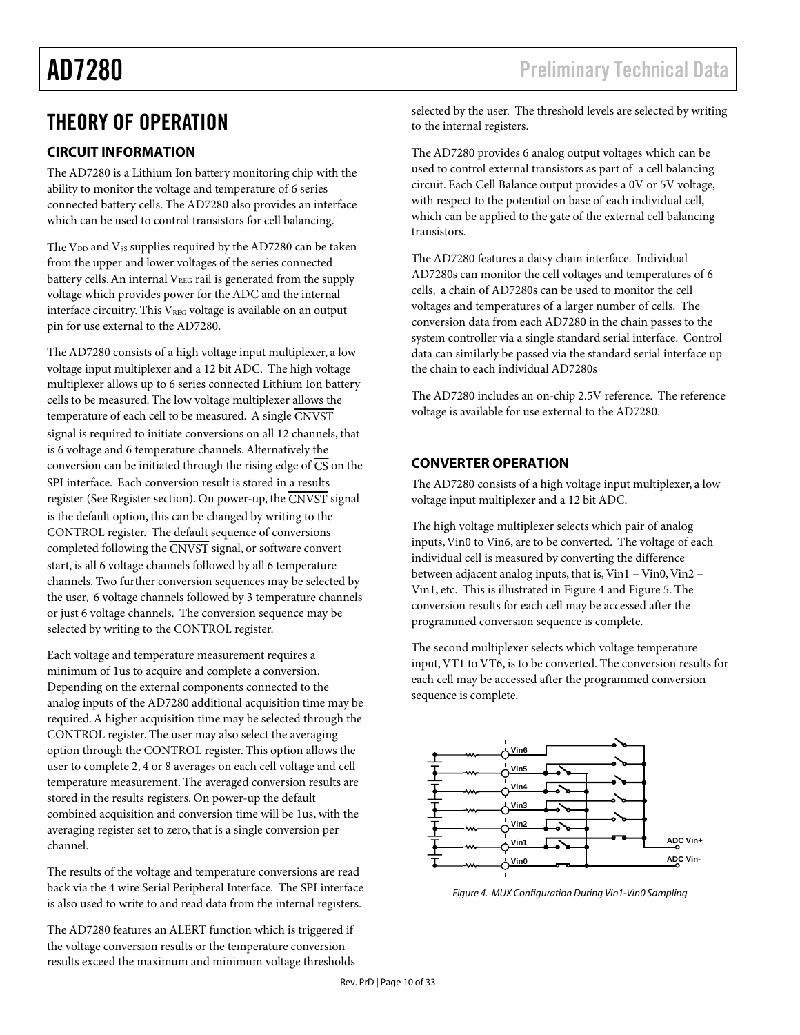# THEORY OF OPERATION

## CIRCUIT INFORMATION

The AD7280 is a Lithium Ion battery monitoring chip with the ability to monitor the voltage and temperature of 6 series connected battery cells. The AD7280 also provides an interface which can be used to control transistors for cell balancing.

The $V_{DD}$ and $V_{SS}$ supplies required by the AD7280 can be taken from the upper and lower voltages of the series connected battery cells. An internal $V_{REG}$ rail is generated from the supply voltage which provides power for the ADC and the internal interface circuitry. This $V_{REG}$ voltage is available on an output pin for use external to the AD7280.

The AD7280 consists of a high voltage input multiplexer, a low voltage input multiplexer and a 12 bit ADC. The high voltage multiplexer allows up to 6 series connected Lithium Ion battery cells to be measured. The low voltage multiplexer allows the temperature of each cell to be measured. A single $\overline{CNVST}$ signal is required to initiate conversions on all 12 channels, that is 6 voltage and 6 temperature channels. Alternatively the conversion can be initiated through the rising edge of $\overline{CS}$ on the SPI interface. Each conversion result is stored in a results register (See Register section). On power-up, the $\overline{CNVST}$ signal is the default option, this can be changed by writing to the CONTROL register. The default sequence of conversions completed following the $\overline{CNVST}$ signal, or software convert start, is all 6 voltage channels followed by all 6 temperature channels. Two further conversion sequences may be selected by the user, 6 voltage channels followed by 3 temperature channels or just 6 voltage channels. The conversion sequence may be selected by writing to the CONTROL register.

Each voltage and temperature measurement requires a minimum of 1us to acquire and complete a conversion. Depending on the external components connected to the analog inputs of the AD7280 additional acquisition time may be required. A higher acquisition time may be selected through the CONTROL register. The user may also select the averaging option through the CONTROL register. This option allows the user to complete 2, 4 or 8 averages on each cell voltage and cell temperature measurement. The averaged conversion results are stored in the results registers. On power-up the default combined acquisition and conversion time will be 1us, with the averaging register set to zero, that is a single conversion per channel.

The results of the voltage and temperature conversions are read back via the 4 wire Serial Peripheral Interface. The SPI interface is also used to write to and read data from the internal registers.

The AD7280 features an ALERT function which is triggered if the voltage conversion results or the temperature conversion results exceed the maximum and minimum voltage thresholds selected by the user. The threshold levels are selected by writing to the internal registers.

The AD7280 provides 6 analog output voltages which can be used to control external transistors as part of a cell balancing circuit. Each Cell Balance output provides a 0V or 5V voltage, with respect to the potential on base of each individual cell, which can be applied to the gate of the external cell balancing transistors.

The AD7280 features a daisy chain interface. Individual AD7280s can monitor the cell voltages and temperatures of 6 cells, a chain of AD7280s can be used to monitor the cell voltages and temperatures of a larger number of cells. The conversion data from each AD7280 in the chain passes to the system controller via a single standard serial interface. Control data can similarly be passed via the standard serial interface up the chain to each individual AD7280s

The AD7280 includes an on-chip 2.5V reference. The reference voltage is available for use external to the AD7280.

## CONVERTER OPERATION

The AD7280 consists of a high voltage input multiplexer, a low voltage input multiplexer and a 12 bit ADC.

The high voltage multiplexer selects which pair of analog inputs, Vin0 to Vin6, are to be converted. The voltage of each individual cell is measured by converting the difference between adjacent analog inputs, that is, Vin1 – Vin0, Vin2 – Vin1, etc. This is illustrated in Figure 4 and Figure 5. The conversion results for each cell may be accessed after the programmed conversion sequence is complete.

The second multiplexer selects which voltage temperature input, VT1 to VT6, is to be converted. The conversion results for each cell may be accessed after the programmed conversion sequence is complete.

*Figure 4. MUX Configuration During Vin1-Vin0 Sampling*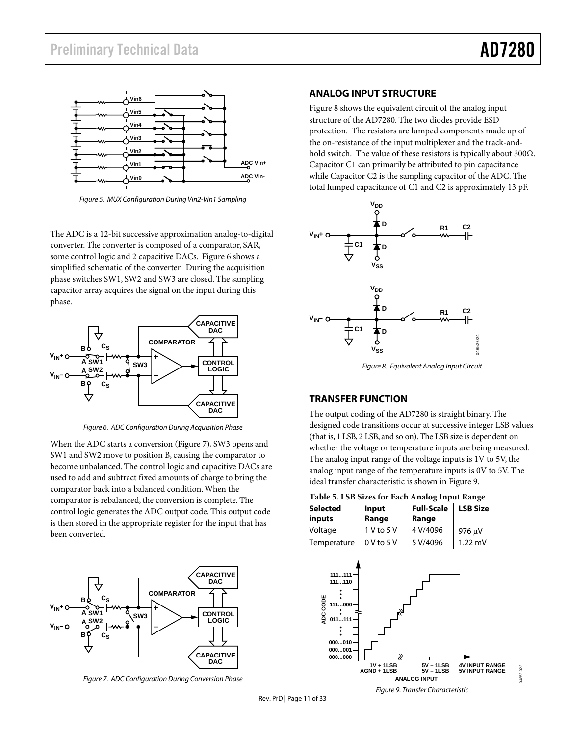Figure 5. MUX Configuration During Vin2-Vin1 Sampling

The ADC is a 12-bit successive approximation analog-to-digital converter. The converter is composed of a comparator, SAR, some control logic and 2 capacitive DACs. Figure 6 shows a simplified schematic of the converter. During the acquisition phase switches SW1, SW2 and SW3 are closed. The sampling capacitor array acquires the signal on the input during this phase.

Figure 6. ADC Configuration During Acquisition Phase

When the ADC starts a conversion (Figure 7), SW3 opens and SW1 and SW2 move to position B, causing the comparator to become unbalanced. The control logic and capacitive DACs are used to add and subtract fixed amounts of charge to bring the comparator back into a balanced condition. When the comparator is rebalanced, the conversion is complete. The control logic generates the ADC output code. This output code is then stored in the appropriate register for the input that has been converted.

Figure 7. ADC Configuration During Conversion Phase

## ANALOG INPUT STRUCTURE

Figure 8 shows the equivalent circuit of the analog input structure of the AD7280. The two diodes provide ESD protection. The resistors are lumped components made up of the on-resistance of the input multiplexer and the track-and-hold switch. The value of these resistors is typically about 300Ω. Capacitor C1 can primarily be attributed to pin capacitance while Capacitor C2 is the sampling capacitor of the ADC. The total lumped capacitance of C1 and C2 is approximately 13 pF.

Figure 8. Equivalent Analog Input Circuit

## TRANSFER FUNCTION

The output coding of the AD7280 is straight binary. The designed code transitions occur at successive integer LSB values (that is, 1 LSB, 2 LSB, and so on). The LSB size is dependent on whether the voltage or temperature inputs are being measured. The analog input range of the voltage inputs is 1V to 5V, the analog input range of the temperature inputs is 0V to 5V. The ideal transfer characteristic is shown in Figure 9.

**Table 5. LSB Sizes for Each Analog Input Range**

| Selected inputs | Input Range | Full-Scale Range | LSB Size |
|---|---|---|---|
| Voltage | 1 V to 5 V | 4 V/4096 | 976 μV |
| Temperature | 0 V to 5 V | 5 V/4096 | 1.22 mV |

Figure 9. Transfer Characteristic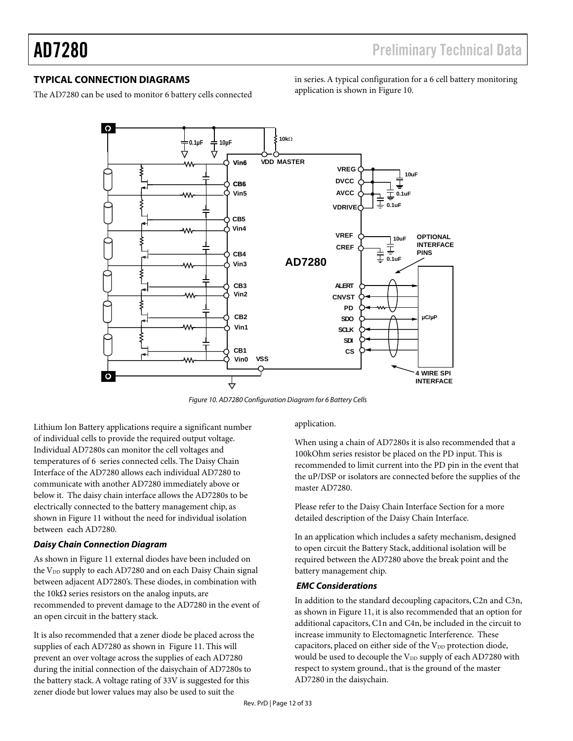## TYPICAL CONNECTION DIAGRAMS

The AD7280 can be used to monitor 6 battery cells connected in series. A typical configuration for a 6 cell battery monitoring application is shown in Figure 10.

Figure 10. AD7280 Configuration Diagram for 6 Battery Cells

Lithium Ion Battery applications require a significant number of individual cells to provide the required output voltage. Individual AD7280s can monitor the cell voltages and temperatures of 6 series connected cells. The Daisy Chain Interface of the AD7280 allows each individual AD7280 to communicate with another AD7280 immediately above or below it. The daisy chain interface allows the AD7280s to be electrically connected to the battery management chip, as shown in Figure 11 without the need for individual isolation between each AD7280.

### *Daisy Chain Connection Diagram*

As shown in Figure 11 external diodes have been included on the $V_{DD}$ supply to each AD7280 and on each Daisy Chain signal between adjacent AD7280's. These diodes, in combination with the 10kΩ series resistors on the analog inputs, are recommended to prevent damage to the AD7280 in the event of an open circuit in the battery stack.

It is also recommended that a zener diode be placed across the supplies of each AD7280 as shown in Figure 11. This will prevent an over voltage across the supplies of each AD7280 during the initial connection of the daisychain of AD7280s to the battery stack. A voltage rating of 33V is suggested for this zener diode but lower values may also be used to suit the application.

When using a chain of AD7280s it is also recommended that a 100kOhm series resistor be placed on the PD input. This is recommended to limit current into the PD pin in the event that the uP/DSP or isolators are connected before the supplies of the master AD7280.

Please refer to the Daisy Chain Interface Section for a more detailed description of the Daisy Chain Interface.

In an application which includes a safety mechanism, designed to open circuit the Battery Stack, additional isolation will be required between the AD7280 above the break point and the battery management chip.

### *EMC Considerations*

In addition to the standard decoupling capacitors, C2n and C3n, as shown in Figure 11, it is also recommended that an option for additional capacitors, C1n and C4n, be included in the circuit to increase immunity to Electomagnetic Interference. These capacitors, placed on either side of the $V_{DD}$ protection diode, would be used to decouple the $V_{DD}$ supply of each AD7280 with respect to system ground., that is the ground of the master AD7280 in the daisychain.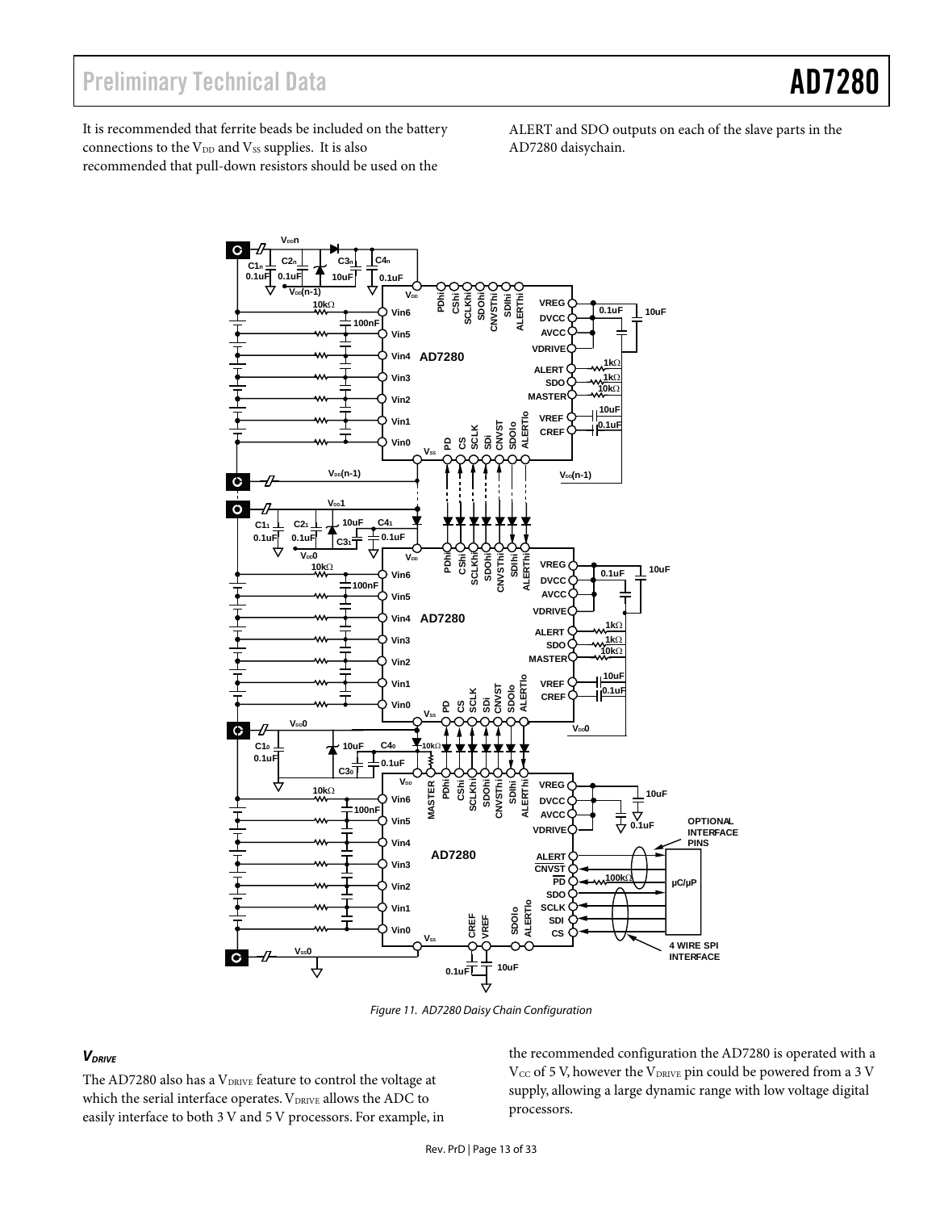It is recommended that ferrite beads be included on the battery connections to the $V_{DD}$ and $V_{SS}$ supplies. It is also recommended that pull-down resistors should be used on the ALERT and SDO outputs on each of the slave parts in the AD7280 daisychain.

Figure 11. AD7280 Daisy Chain Configuration

### $V_{DRIVE}$

The AD7280 also has a $V_{DRIVE}$ feature to control the voltage at which the serial interface operates. $V_{DRIVE}$ allows the ADC to easily interface to both 3 V and 5 V processors. For example, in the recommended configuration the AD7280 is operated with a $V_{CC}$ of 5 V, however the $V_{DRIVE}$ pin could be powered from a 3 V supply, allowing a large dynamic range with low voltage digital processors.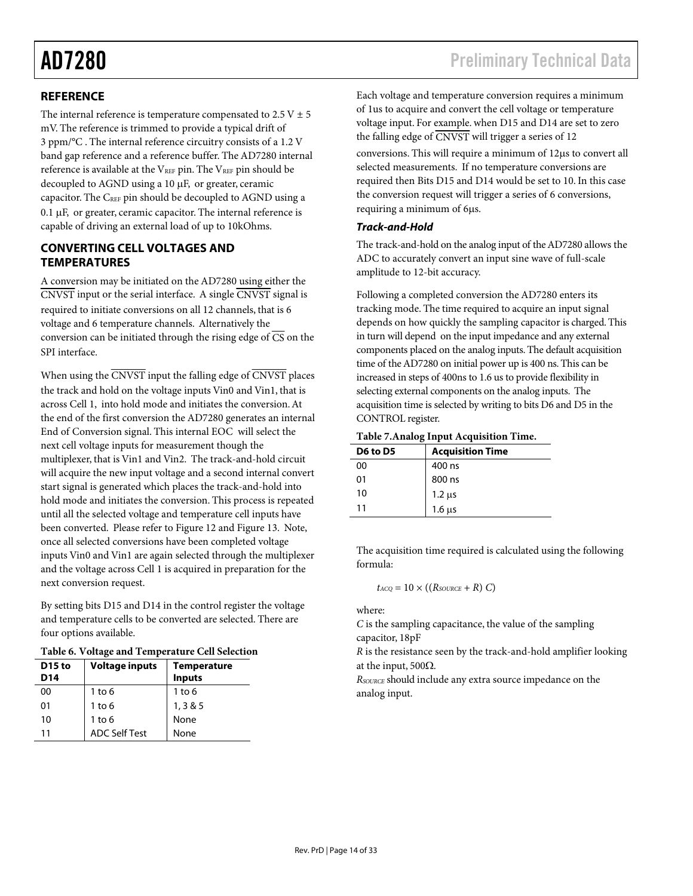## REFERENCE

The internal reference is temperature compensated to 2.5 V ± 5 mV. The reference is trimmed to provide a typical drift of 3 ppm/°C . The internal reference circuitry consists of a 1.2 V band gap reference and a reference buffer. The AD7280 internal reference is available at the $V_{REF}$ pin. The $V_{REF}$ pin should be decoupled to AGND using a 10 µF, or greater, ceramic capacitor. The $C_{REF}$ pin should be decoupled to AGND using a 0.1 µF, or greater, ceramic capacitor. The internal reference is capable of driving an external load of up to 10kOhms.

## CONVERTING CELL VOLTAGES AND TEMPERATURES

A conversion may be initiated on the AD7280 using either the $\overline{\text{CNVST}}$ input or the serial interface. A single $\overline{\text{CNVST}}$ signal is required to initiate conversions on all 12 channels, that is 6 voltage and 6 temperature channels. Alternatively the conversion can be initiated through the rising edge of $\overline{\text{CS}}$ on the SPI interface.

When using the $\overline{\text{CNVST}}$ input the falling edge of $\overline{\text{CNVST}}$ places the track and hold on the voltage inputs Vin0 and Vin1, that is across Cell 1, into hold mode and initiates the conversion. At the end of the first conversion the AD7280 generates an internal End of Conversion signal. This internal EOC will select the next cell voltage inputs for measurement though the multiplexer, that is Vin1 and Vin2. The track-and-hold circuit will acquire the new input voltage and a second internal convert start signal is generated which places the track-and-hold into hold mode and initiates the conversion. This process is repeated until all the selected voltage and temperature cell inputs have been converted. Please refer to Figure 12 and Figure 13. Note, once all selected conversions have been completed voltage inputs Vin0 and Vin1 are again selected through the multiplexer and the voltage across Cell 1 is acquired in preparation for the next conversion request.

By setting bits D15 and D14 in the control register the voltage and temperature cells to be converted are selected. There are four options available.

**Table 6. Voltage and Temperature Cell Selection**

| D15 to D14 | Voltage inputs | Temperature Inputs |
|---|---|---|
| 00 | 1 to 6 | 1 to 6 |
| 01 | 1 to 6 | 1, 3 & 5 |
| 10 | 1 to 6 | None |
| 11 | ADC Self Test | None |

Each voltage and temperature conversion requires a minimum of 1us to acquire and convert the cell voltage or temperature voltage input. For example. when D15 and D14 are set to zero the falling edge of $\overline{\text{CNVST}}$ will trigger a series of 12 conversions. This will require a minimum of 12µs to convert all selected measurements. If no temperature conversions are required then Bits D15 and D14 would be set to 10. In this case the conversion request will trigger a series of 6 conversions, requiring a minimum of 6µs.

### *Track-and-Hold*

The track-and-hold on the analog input of the AD7280 allows the ADC to accurately convert an input sine wave of full-scale amplitude to 12-bit accuracy.

Following a completed conversion the AD7280 enters its tracking mode. The time required to acquire an input signal depends on how quickly the sampling capacitor is charged. This in turn will depend on the input impedance and any external components placed on the analog inputs. The default acquisition time of the AD7280 on initial power up is 400 ns. This can be increased in steps of 400ns to 1.6 us to provide flexibility in selecting external components on the analog inputs. The acquisition time is selected by writing to bits D6 and D5 in the CONTROL register.

**Table 7. Analog Input Acquisition Time.**

| D6 to D5 | Acquisition Time |
|---|---|
| 00 | 400 ns |
| 01 | 800 ns |
| 10 | 1.2 µs |
| 11 | 1.6 µs |

The acquisition time required is calculated using the following formula:

$$t_{ACQ} = 10 \times ((R_{SOURCE} + R)\ C)$$

where:

$C$ is the sampling capacitance, the value of the sampling capacitor, 18pF

$R$ is the resistance seen by the track-and-hold amplifier looking at the input, 500Ω.

$R_{SOURCE}$ should include any extra source impedance on the analog input.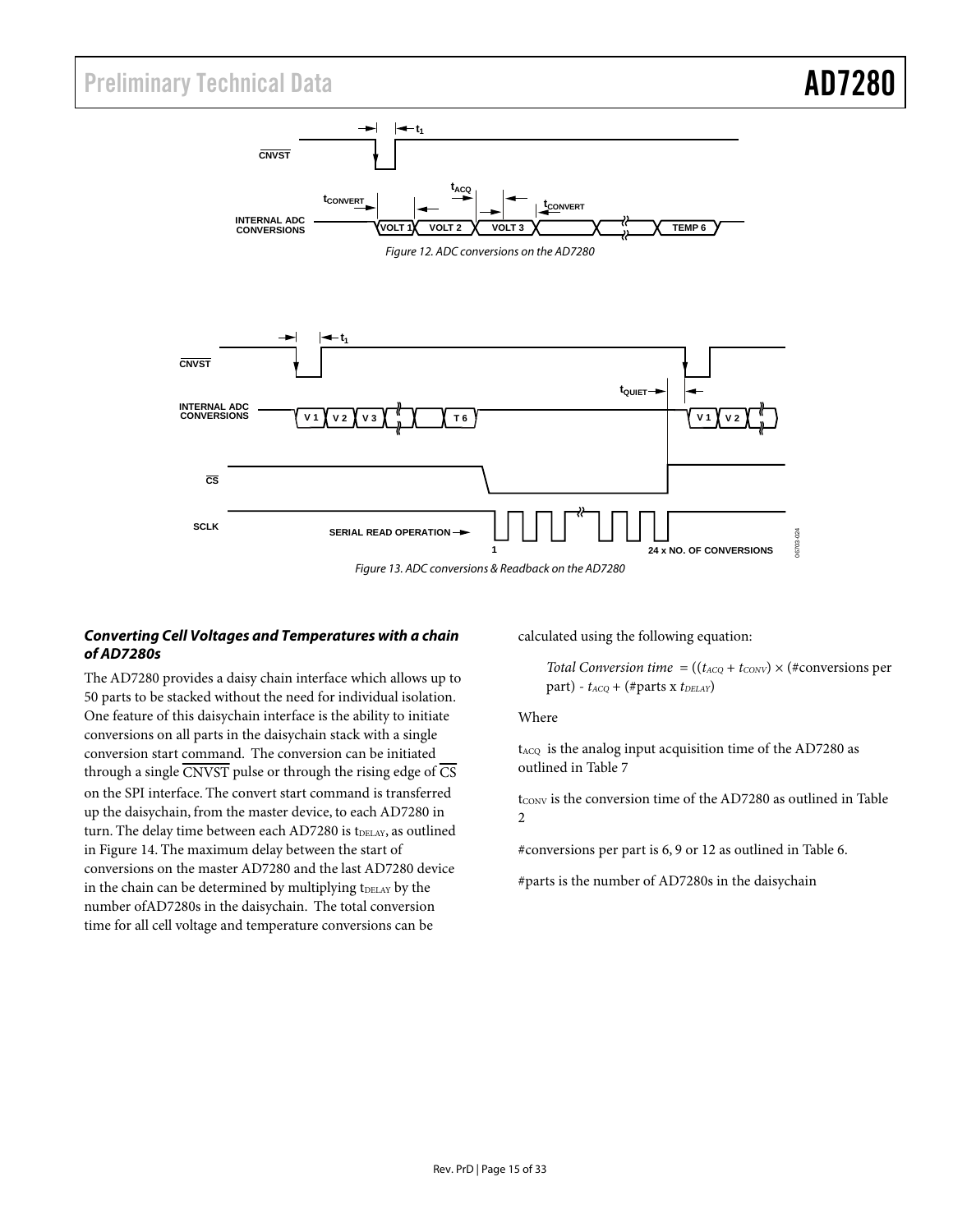Figure 12. ADC conversions on the AD7280

Figure 13. ADC conversions & Readback on the AD7280

### *Converting Cell Voltages and Temperatures with a chain of AD7280s*

The AD7280 provides a daisy chain interface which allows up to 50 parts to be stacked without the need for individual isolation. One feature of this daisychain interface is the ability to initiate conversions on all parts in the daisychain stack with a single conversion start command. The conversion can be initiated through a single $\overline{\text{CNVST}}$ pulse or through the rising edge of $\overline{\text{CS}}$ on the SPI interface. The convert start command is transferred up the daisychain, from the master device, to each AD7280 in turn. The delay time between each AD7280 is $t_{DELAY}$, as outlined in Figure 14. The maximum delay between the start of conversions on the master AD7280 and the last AD7280 device in the chain can be determined by multiplying $t_{DELAY}$ by the number ofAD7280s in the daisychain. The total conversion time for all cell voltage and temperature conversions can be calculated using the following equation:

*Total Conversion time* $= ((t_{ACQ} + t_{CONV}) \times$ (#conversions per part) $- t_{ACQ} +$ (#parts x $t_{DELAY}$)

Where

$t_{ACQ}$ is the analog input acquisition time of the AD7280 as outlined in Table 7

$t_{CONV}$ is the conversion time of the AD7280 as outlined in Table 2

#conversions per part is 6, 9 or 12 as outlined in Table 6.

#parts is the number of AD7280s in the daisychain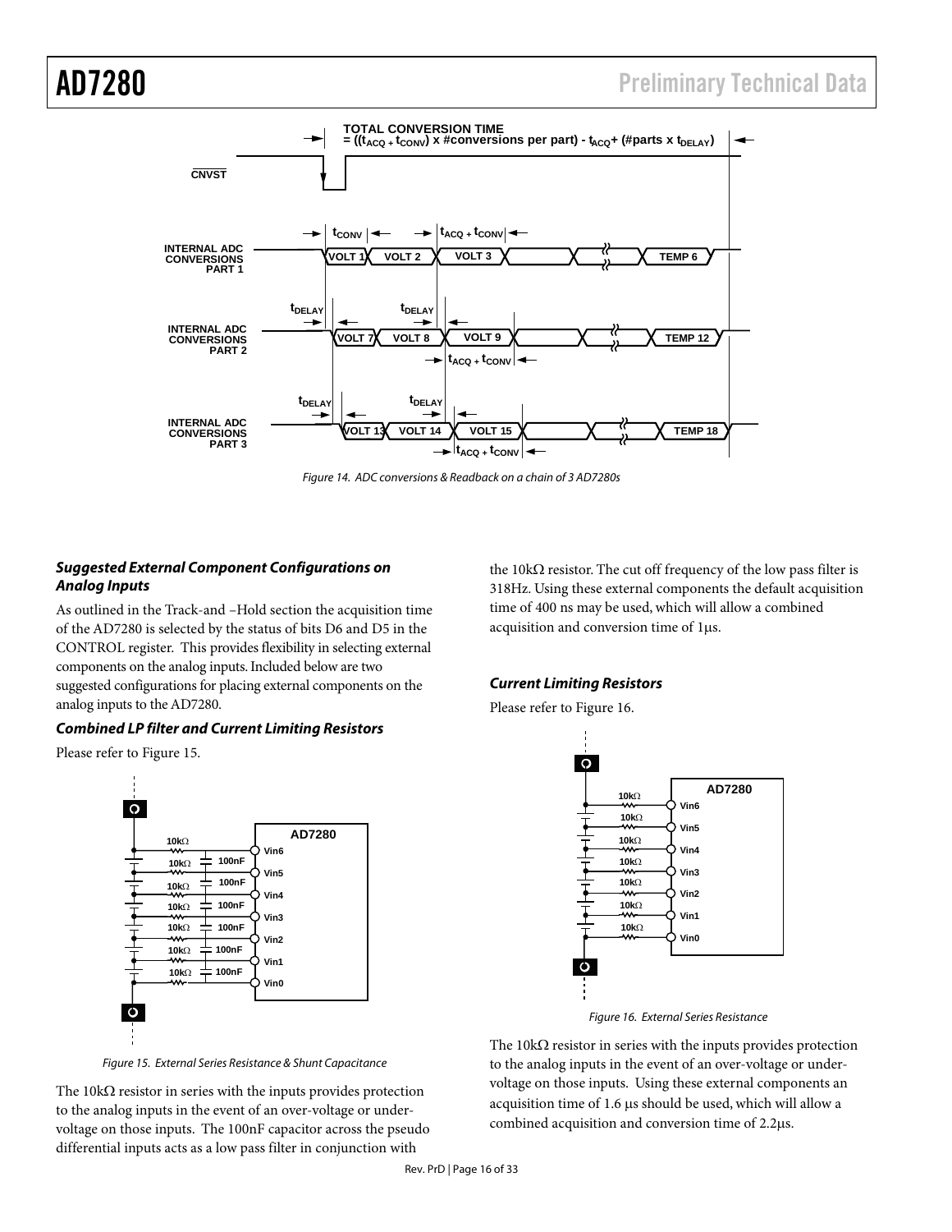Figure 14. ADC conversions & Readback on a chain of 3 AD7280s

### *Suggested External Component Configurations on Analog Inputs*

As outlined in the Track-and –Hold section the acquisition time of the AD7280 is selected by the status of bits D6 and D5 in the CONTROL register. This provides flexibility in selecting external components on the analog inputs. Included below are two suggested configurations for placing external components on the analog inputs to the AD7280.

### *Combined LP filter and Current Limiting Resistors*

Please refer to Figure 15.

Figure 15. External Series Resistance & Shunt Capacitance

The 10kΩ resistor in series with the inputs provides protection to the analog inputs in the event of an over-voltage or under-voltage on those inputs. The 100nF capacitor across the pseudo differential inputs acts as a low pass filter in conjunction with the 10kΩ resistor. The cut off frequency of the low pass filter is 318Hz. Using these external components the default acquisition time of 400 ns may be used, which will allow a combined acquisition and conversion time of 1μs.

### *Current Limiting Resistors*

Please refer to Figure 16.

Figure 16. External Series Resistance

The 10kΩ resistor in series with the inputs provides protection to the analog inputs in the event of an over-voltage or under-voltage on those inputs. Using these external components an acquisition time of 1.6 μs should be used, which will allow a combined acquisition and conversion time of 2.2μs.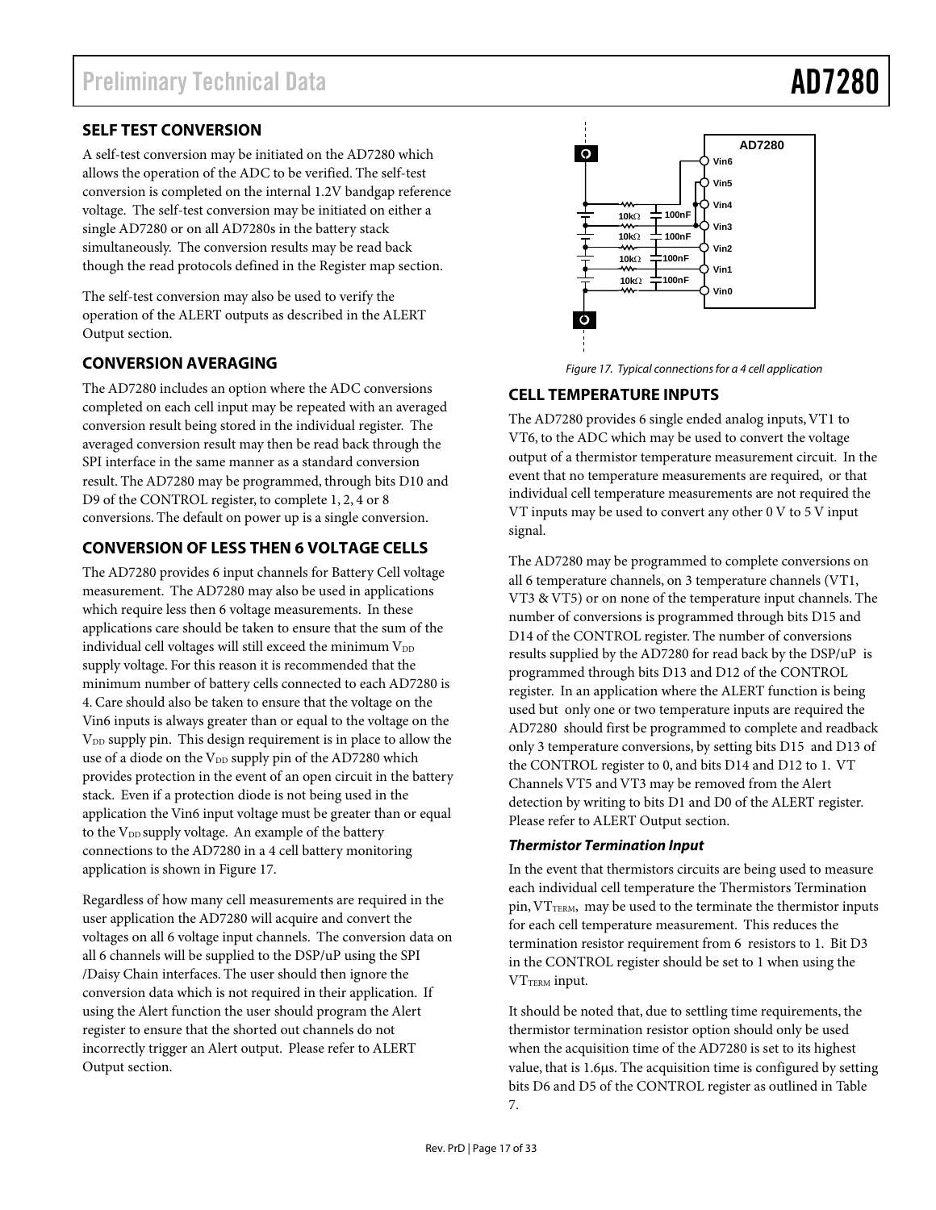## SELF TEST CONVERSION

A self-test conversion may be initiated on the AD7280 which allows the operation of the ADC to be verified. The self-test conversion is completed on the internal 1.2V bandgap reference voltage. The self-test conversion may be initiated on either a single AD7280 or on all AD7280s in the battery stack simultaneously. The conversion results may be read back though the read protocols defined in the Register map section.

The self-test conversion may also be used to verify the operation of the ALERT outputs as described in the ALERT Output section.

## CONVERSION AVERAGING

The AD7280 includes an option where the ADC conversions completed on each cell input may be repeated with an averaged conversion result being stored in the individual register. The averaged conversion result may then be read back through the SPI interface in the same manner as a standard conversion result. The AD7280 may be programmed, through bits D10 and D9 of the CONTROL register, to complete 1, 2, 4 or 8 conversions. The default on power up is a single conversion.

## CONVERSION OF LESS THEN 6 VOLTAGE CELLS

The AD7280 provides 6 input channels for Battery Cell voltage measurement. The AD7280 may also be used in applications which require less then 6 voltage measurements. In these applications care should be taken to ensure that the sum of the individual cell voltages will still exceed the minimum $V_{DD}$ supply voltage. For this reason it is recommended that the minimum number of battery cells connected to each AD7280 is 4. Care should also be taken to ensure that the voltage on the Vin6 inputs is always greater than or equal to the voltage on the $V_{DD}$ supply pin. This design requirement is in place to allow the use of a diode on the $V_{DD}$ supply pin of the AD7280 which provides protection in the event of an open circuit in the battery stack. Even if a protection diode is not being used in the application the Vin6 input voltage must be greater than or equal to the $V_{DD}$ supply voltage. An example of the battery connections to the AD7280 in a 4 cell battery monitoring application is shown in Figure 17.

Regardless of how many cell measurements are required in the user application the AD7280 will acquire and convert the voltages on all 6 voltage input channels. The conversion data on all 6 channels will be supplied to the DSP/uP using the SPI /Daisy Chain interfaces. The user should then ignore the conversion data which is not required in their application. If using the Alert function the user should program the Alert register to ensure that the shorted out channels do not incorrectly trigger an Alert output. Please refer to ALERT Output section.

Figure 17. Typical connections for a 4 cell application

## CELL TEMPERATURE INPUTS

The AD7280 provides 6 single ended analog inputs, VT1 to VT6, to the ADC which may be used to convert the voltage output of a thermistor temperature measurement circuit. In the event that no temperature measurements are required, or that individual cell temperature measurements are not required the VT inputs may be used to convert any other 0 V to 5 V input signal.

The AD7280 may be programmed to complete conversions on all 6 temperature channels, on 3 temperature channels (VT1, VT3 & VT5) or on none of the temperature input channels. The number of conversions is programmed through bits D15 and D14 of the CONTROL register. The number of conversions results supplied by the AD7280 for read back by the DSP/uP is programmed through bits D13 and D12 of the CONTROL register. In an application where the ALERT function is being used but only one or two temperature inputs are required the AD7280 should first be programmed to complete and readback only 3 temperature conversions, by setting bits D15 and D13 of the CONTROL register to 0, and bits D14 and D12 to 1. VT Channels VT5 and VT3 may be removed from the Alert detection by writing to bits D1 and D0 of the ALERT register. Please refer to ALERT Output section.

### *Thermistor Termination Input*

In the event that thermistors circuits are being used to measure each individual cell temperature the Thermistors Termination pin, $VT_{TERM}$, may be used to the terminate the thermistor inputs for each cell temperature measurement. This reduces the termination resistor requirement from 6 resistors to 1. Bit D3 in the CONTROL register should be set to 1 when using the $VT_{TERM}$ input.

It should be noted that, due to settling time requirements, the thermistor termination resistor option should only be used when the acquisition time of the AD7280 is set to its highest value, that is 1.6μs. The acquisition time is configured by setting bits D6 and D5 of the CONTROL register as outlined in Table 7.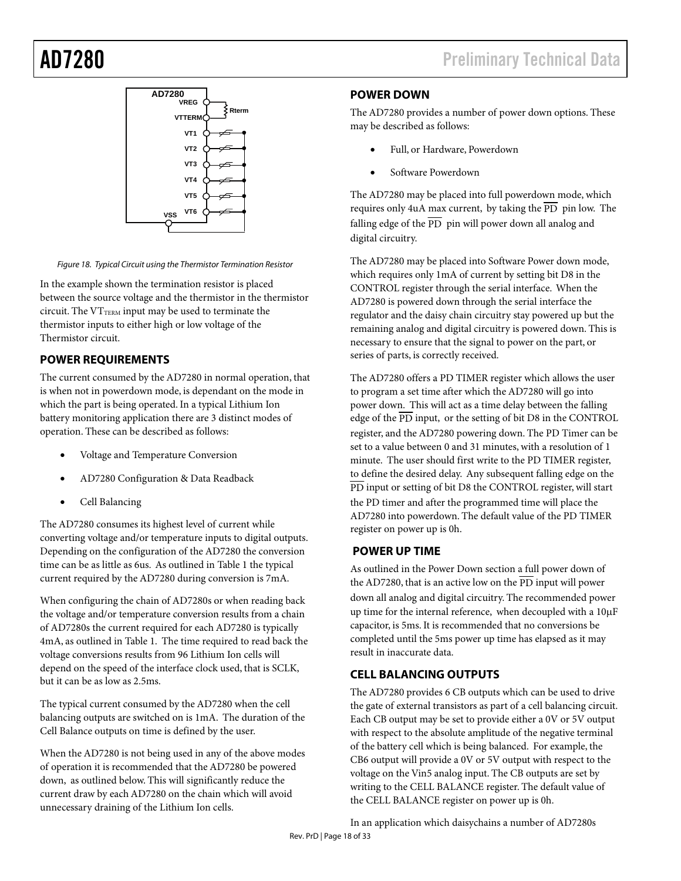Figure 18. Typical Circuit using the Thermistor Termination Resistor

In the example shown the termination resistor is placed between the source voltage and the thermistor in the thermistor circuit. The $VT_{TERM}$ input may be used to terminate the thermistor inputs to either high or low voltage of the Thermistor circuit.

## POWER REQUIREMENTS

The current consumed by the AD7280 in normal operation, that is when not in powerdown mode, is dependant on the mode in which the part is being operated. In a typical Lithium Ion battery monitoring application there are 3 distinct modes of operation. These can be described as follows:

- Voltage and Temperature Conversion
- AD7280 Configuration & Data Readback
- Cell Balancing

The AD7280 consumes its highest level of current while converting voltage and/or temperature inputs to digital outputs. Depending on the configuration of the AD7280 the conversion time can be as little as 6us. As outlined in Table 1 the typical current required by the AD7280 during conversion is 7mA.

When configuring the chain of AD7280s or when reading back the voltage and/or temperature conversion results from a chain of AD7280s the current required for each AD7280 is typically 4mA, as outlined in Table 1. The time required to read back the voltage conversions results from 96 Lithium Ion cells will depend on the speed of the interface clock used, that is SCLK, but it can be as low as 2.5ms.

The typical current consumed by the AD7280 when the cell balancing outputs are switched on is 1mA. The duration of the Cell Balance outputs on time is defined by the user.

When the AD7280 is not being used in any of the above modes of operation it is recommended that the AD7280 be powered down, as outlined below. This will significantly reduce the current draw by each AD7280 on the chain which will avoid unnecessary draining of the Lithium Ion cells.

## POWER DOWN

The AD7280 provides a number of power down options. These may be described as follows:

- Full, or Hardware, Powerdown
- Software Powerdown

The AD7280 may be placed into full powerdown mode, which requires only 4uA max current, by taking the $\overline{PD}$ pin low. The falling edge of the $\overline{PD}$ pin will power down all analog and digital circuitry.

The AD7280 may be placed into Software Power down mode, which requires only 1mA of current by setting bit D8 in the CONTROL register through the serial interface. When the AD7280 is powered down through the serial interface the regulator and the daisy chain circuitry stay powered up but the remaining analog and digital circuitry is powered down. This is necessary to ensure that the signal to power on the part, or series of parts, is correctly received.

The AD7280 offers a PD TIMER register which allows the user to program a set time after which the AD7280 will go into power down. This will act as a time delay between the falling edge of the $\overline{PD}$ input, or the setting of bit D8 in the CONTROL register, and the AD7280 powering down. The PD Timer can be set to a value between 0 and 31 minutes, with a resolution of 1 minute. The user should first write to the PD TIMER register, to define the desired delay. Any subsequent falling edge on the $\overline{PD}$ input or setting of bit D8 the CONTROL register, will start the PD timer and after the programmed time will place the AD7280 into powerdown. The default value of the PD TIMER register on power up is 0h.

## POWER UP TIME

As outlined in the Power Down section a full power down of the AD7280, that is an active low on the $\overline{PD}$ input will power down all analog and digital circuitry. The recommended power up time for the internal reference, when decoupled with a 10μF capacitor, is 5ms. It is recommended that no conversions be completed until the 5ms power up time has elapsed as it may result in inaccurate data.

## CELL BALANCING OUTPUTS

The AD7280 provides 6 CB outputs which can be used to drive the gate of external transistors as part of a cell balancing circuit. Each CB output may be set to provide either a 0V or 5V output with respect to the absolute amplitude of the negative terminal of the battery cell which is being balanced. For example, the CB6 output will provide a 0V or 5V output with respect to the voltage on the Vin5 analog input. The CB outputs are set by writing to the CELL BALANCE register. The default value of the CELL BALANCE register on power up is 0h.

In an application which daisychains a number of AD7280s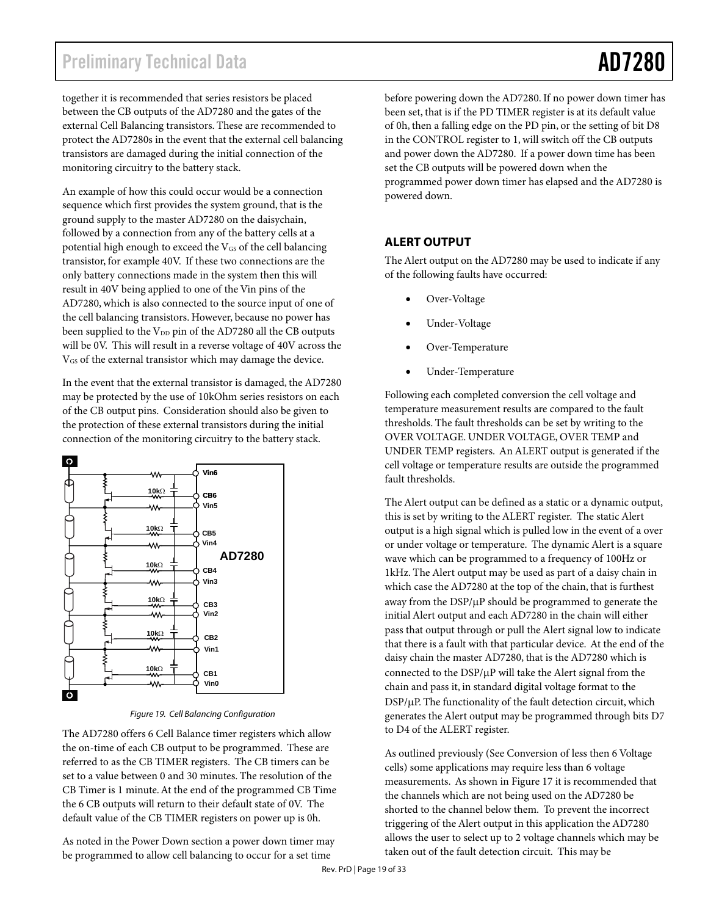together it is recommended that series resistors be placed between the CB outputs of the AD7280 and the gates of the external Cell Balancing transistors. These are recommended to protect the AD7280s in the event that the external cell balancing transistors are damaged during the initial connection of the monitoring circuitry to the battery stack.

An example of how this could occur would be a connection sequence which first provides the system ground, that is the ground supply to the master AD7280 on the daisychain, followed by a connection from any of the battery cells at a potential high enough to exceed the $V_{GS}$ of the cell balancing transistor, for example 40V. If these two connections are the only battery connections made in the system then this will result in 40V being applied to one of the Vin pins of the AD7280, which is also connected to the source input of one of the cell balancing transistors. However, because no power has been supplied to the $V_{DD}$ pin of the AD7280 all the CB outputs will be 0V. This will result in a reverse voltage of 40V across the $V_{GS}$ of the external transistor which may damage the device.

In the event that the external transistor is damaged, the AD7280 may be protected by the use of 10kOhm series resistors on each of the CB output pins. Consideration should also be given to the protection of these external transistors during the initial connection of the monitoring circuitry to the battery stack.

*Figure 19. Cell Balancing Configuration*

The AD7280 offers 6 Cell Balance timer registers which allow the on-time of each CB output to be programmed. These are referred to as the CB TIMER registers. The CB timers can be set to a value between 0 and 30 minutes. The resolution of the CB Timer is 1 minute. At the end of the programmed CB Time the 6 CB outputs will return to their default state of 0V. The default value of the CB TIMER registers on power up is 0h.

As noted in the Power Down section a power down timer may be programmed to allow cell balancing to occur for a set time before powering down the AD7280. If no power down timer has been set, that is if the PD TIMER register is at its default value of 0h, then a falling edge on the PD pin, or the setting of bit D8 in the CONTROL register to 1, will switch off the CB outputs and power down the AD7280. If a power down time has been set the CB outputs will be powered down when the programmed power down timer has elapsed and the AD7280 is powered down.

## ALERT OUTPUT

The Alert output on the AD7280 may be used to indicate if any of the following faults have occurred:

- Over-Voltage
- Under-Voltage
- Over-Temperature
- Under-Temperature

Following each completed conversion the cell voltage and temperature measurement results are compared to the fault thresholds. The fault thresholds can be set by writing to the OVER VOLTAGE. UNDER VOLTAGE, OVER TEMP and UNDER TEMP registers. An ALERT output is generated if the cell voltage or temperature results are outside the programmed fault thresholds.

The Alert output can be defined as a static or a dynamic output, this is set by writing to the ALERT register. The static Alert output is a high signal which is pulled low in the event of a over or under voltage or temperature. The dynamic Alert is a square wave which can be programmed to a frequency of 100Hz or 1kHz. The Alert output may be used as part of a daisy chain in which case the AD7280 at the top of the chain, that is furthest away from the DSP/μP should be programmed to generate the initial Alert output and each AD7280 in the chain will either pass that output through or pull the Alert signal low to indicate that there is a fault with that particular device. At the end of the daisy chain the master AD7280, that is the AD7280 which is connected to the DSP/μP will take the Alert signal from the chain and pass it, in standard digital voltage format to the DSP/μP. The functionality of the fault detection circuit, which generates the Alert output may be programmed through bits D7 to D4 of the ALERT register.

As outlined previously (See Conversion of less then 6 Voltage cells) some applications may require less than 6 voltage measurements. As shown in Figure 17 it is recommended that the channels which are not being used on the AD7280 be shorted to the channel below them. To prevent the incorrect triggering of the Alert output in this application the AD7280 allows the user to select up to 2 voltage channels which may be taken out of the fault detection circuit. This may be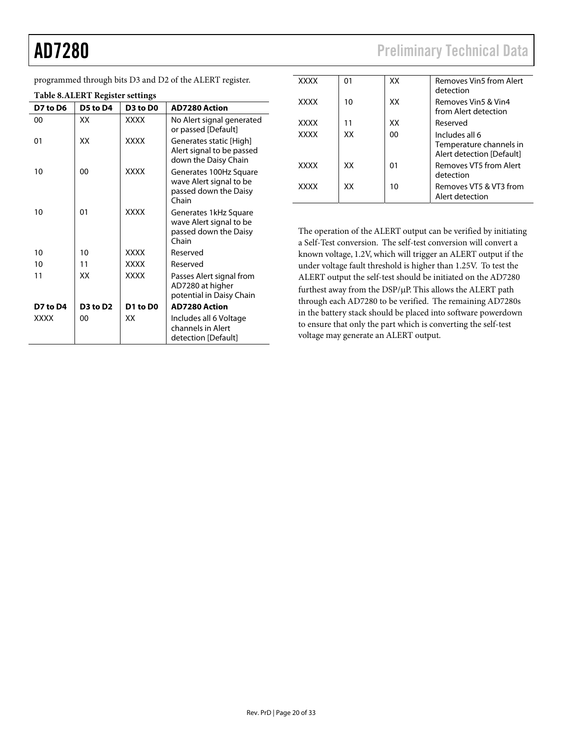programmed through bits D3 and D2 of the ALERT register.

**Table 8.ALERT Register settings**

| D7 to D6 | D5 to D4 | D3 to D0 | AD7280 Action |
|---|---|---|---|
| 00 | XX | XXXX | No Alert signal generated or passed [Default] |
| 01 | XX | XXXX | Generates static [High] Alert signal to be passed down the Daisy Chain |
| 10 | 00 | XXXX | Generates 100Hz Square wave Alert signal to be passed down the Daisy Chain |
| 10 | 01 | XXXX | Generates 1kHz Square wave Alert signal to be passed down the Daisy Chain |
| 10 | 10 | XXXX | Reserved |
| 10 | 11 | XXXX | Reserved |
| 11 | XX | XXXX | Passes Alert signal from AD7280 at higher potential in Daisy Chain |
| **D7 to D4** | **D3 to D2** | **D1 to D0** | **AD7280 Action** |
| XXXX | 00 | XX | Includes all 6 Voltage channels in Alert detection [Default] |
| XXXX | 01 | XX | Removes Vin5 from Alert detection |
| XXXX | 10 | XX | Removes Vin5 & Vin4 from Alert detection |
| XXXX | 11 | XX | Reserved |
| XXXX | XX | 00 | Includes all 6 Temperature channels in Alert detection [Default] |
| XXXX | XX | 01 | Removes VT5 from Alert detection |
| XXXX | XX | 10 | Removes VT5 & VT3 from Alert detection |

The operation of the ALERT output can be verified by initiating a Self-Test conversion. The self-test conversion will convert a known voltage, 1.2V, which will trigger an ALERT output if the under voltage fault threshold is higher than 1.25V. To test the ALERT output the self-test should be initiated on the AD7280 furthest away from the DSP/µP. This allows the ALERT path through each AD7280 to be verified. The remaining AD7280s in the battery stack should be placed into software powerdown to ensure that only the part which is converting the self-test voltage may generate an ALERT output.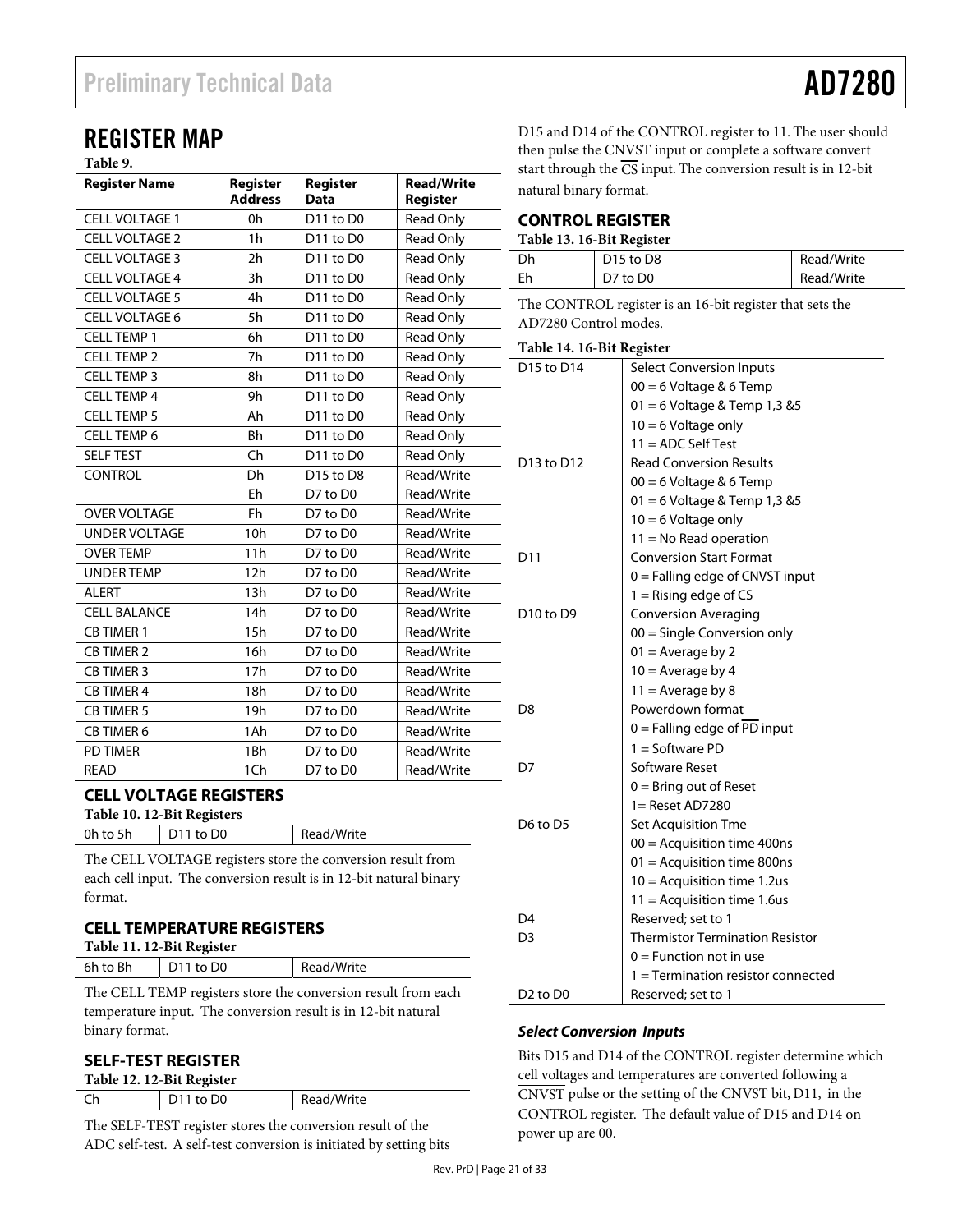# REGISTER MAP

**Table 9.**

| Register Name | Register Address | Register Data | Read/Write Register |
|---|---|---|---|
| CELL VOLTAGE 1 | 0h | D11 to D0 | Read Only |
| CELL VOLTAGE 2 | 1h | D11 to D0 | Read Only |
| CELL VOLTAGE 3 | 2h | D11 to D0 | Read Only |
| CELL VOLTAGE 4 | 3h | D11 to D0 | Read Only |
| CELL VOLTAGE 5 | 4h | D11 to D0 | Read Only |
| CELL VOLTAGE 6 | 5h | D11 to D0 | Read Only |
| CELL TEMP 1 | 6h | D11 to D0 | Read Only |
| CELL TEMP 2 | 7h | D11 to D0 | Read Only |
| CELL TEMP 3 | 8h | D11 to D0 | Read Only |
| CELL TEMP 4 | 9h | D11 to D0 | Read Only |
| CELL TEMP 5 | Ah | D11 to D0 | Read Only |
| CELL TEMP 6 | Bh | D11 to D0 | Read Only |
| SELF TEST | Ch | D11 to D0 | Read Only |
| CONTROL | Dh | D15 to D8 | Read/Write |
| | Eh | D7 to D0 | Read/Write |
| OVER VOLTAGE | Fh | D7 to D0 | Read/Write |
| UNDER VOLTAGE | 10h | D7 to D0 | Read/Write |
| OVER TEMP | 11h | D7 to D0 | Read/Write |
| UNDER TEMP | 12h | D7 to D0 | Read/Write |
| ALERT | 13h | D7 to D0 | Read/Write |
| CELL BALANCE | 14h | D7 to D0 | Read/Write |
| CB TIMER 1 | 15h | D7 to D0 | Read/Write |
| CB TIMER 2 | 16h | D7 to D0 | Read/Write |
| CB TIMER 3 | 17h | D7 to D0 | Read/Write |
| CB TIMER 4 | 18h | D7 to D0 | Read/Write |
| CB TIMER 5 | 19h | D7 to D0 | Read/Write |
| CB TIMER 6 | 1Ah | D7 to D0 | Read/Write |
| PD TIMER | 1Bh | D7 to D0 | Read/Write |
| READ | 1Ch | D7 to D0 | Read/Write |

## CELL VOLTAGE REGISTERS

**Table 10. 12-Bit Registers**

| | | |
|---|---|---|
| 0h to 5h | D11 to D0 | Read/Write |

The CELL VOLTAGE registers store the conversion result from each cell input. The conversion result is in 12-bit natural binary format.

## CELL TEMPERATURE REGISTERS

**Table 11. 12-Bit Register**

| | | |
|---|---|---|
| 6h to Bh | D11 to D0 | Read/Write |

The CELL TEMP registers store the conversion result from each temperature input. The conversion result is in 12-bit natural binary format.

## SELF-TEST REGISTER

**Table 12. 12-Bit Register**

| | | |
|---|---|---|
| Ch | D11 to D0 | Read/Write |

The SELF-TEST register stores the conversion result of the ADC self-test. A self-test conversion is initiated by setting bits D15 and D14 of the CONTROL register to 11. The user should then pulse the CNVST input or complete a software convert start through the $\overline{CS}$ input. The conversion result is in 12-bit natural binary format.

## CONTROL REGISTER

**Table 13. 16-Bit Register**

| | | |
|---|---|---|
| Dh | D15 to D8 | Read/Write |
| Eh | D7 to D0 | Read/Write |

The CONTROL register is an 16-bit register that sets the AD7280 Control modes.

**Table 14. 16-Bit Register**

| Bits | Description |
|---|---|
| D15 to D14 | Select Conversion Inputs<br>00 = 6 Voltage & 6 Temp<br>01 = 6 Voltage & Temp 1,3 &5<br>10 = 6 Voltage only<br>11 = ADC Self Test |
| D13 to D12 | Read Conversion Results<br>00 = 6 Voltage & 6 Temp<br>01 = 6 Voltage & Temp 1,3 &5<br>10 = 6 Voltage only<br>11 = No Read operation |
| D11 | Conversion Start Format<br>0 = Falling edge of CNVST input<br>1 = Rising edge of CS |
| D10 to D9 | Conversion Averaging<br>00 = Single Conversion only<br>01 = Average by 2<br>10 = Average by 4<br>11 = Average by 8 |
| D8 | Powerdown format<br>0 = Falling edge of $\overline{PD}$ input<br>1 = Software PD |
| D7 | Software Reset<br>0 = Bring out of Reset<br>1= Reset AD7280 |
| D6 to D5 | Set Acquisition Tme<br>00 = Acquisition time 400ns<br>01 = Acquisition time 800ns<br>10 = Acquisition time 1.2us<br>11 = Acquisition time 1.6us |
| D4 | Reserved; set to 1 |
| D3 | Thermistor Termination Resistor<br>0 = Function not in use<br>1 = Termination resistor connected |
| D2 to D0 | Reserved; set to 1 |

### *Select Conversion Inputs*

Bits D15 and D14 of the CONTROL register determine which cell voltages and temperatures are converted following a $\overline{CNVST}$ pulse or the setting of the CNVST bit, D11, in the CONTROL register. The default value of D15 and D14 on power up are 00.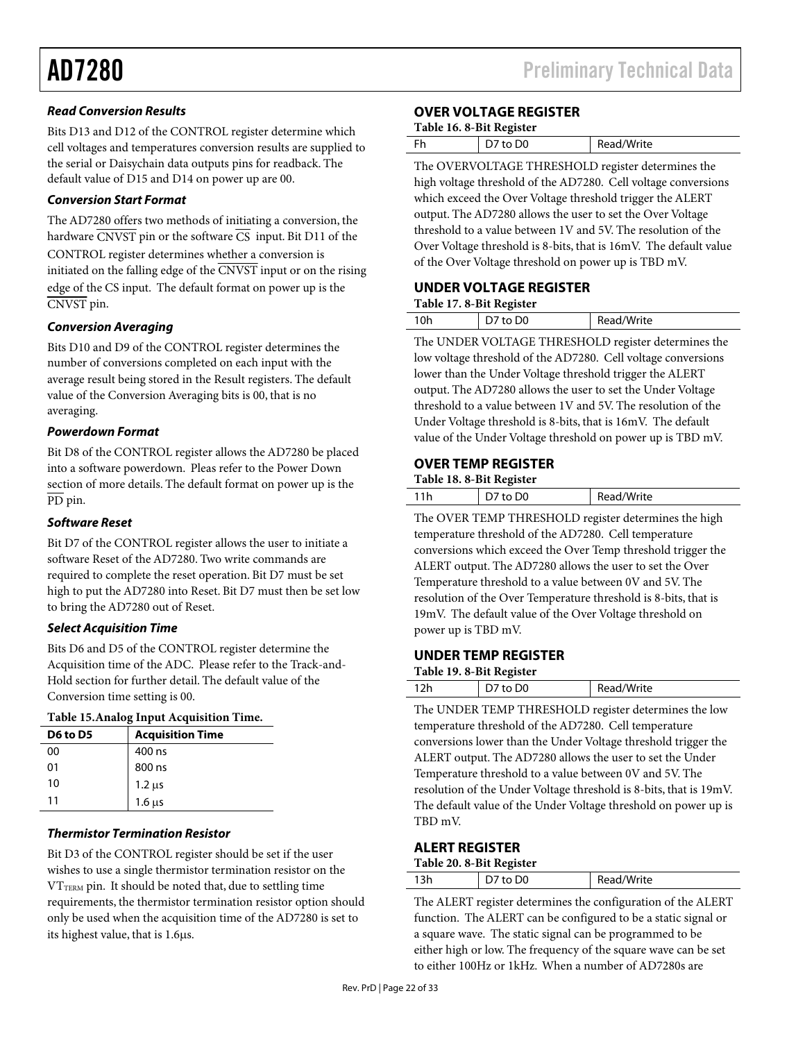### *Read Conversion Results*

Bits D13 and D12 of the CONTROL register determine which cell voltages and temperatures conversion results are supplied to the serial or Daisychain data outputs pins for readback. The default value of D15 and D14 on power up are 00.

### *Conversion Start Format*

The AD7280 offers two methods of initiating a conversion, the hardware $\overline{\text{CNVST}}$ pin or the software $\overline{\text{CS}}$ input. Bit D11 of the CONTROL register determines whether a conversion is initiated on the falling edge of the $\overline{\text{CNVST}}$ input or on the rising edge of the CS input. The default format on power up is the $\overline{\text{CNVST}}$ pin.

### *Conversion Averaging*

Bits D10 and D9 of the CONTROL register determines the number of conversions completed on each input with the average result being stored in the Result registers. The default value of the Conversion Averaging bits is 00, that is no averaging.

### *Powerdown Format*

Bit D8 of the CONTROL register allows the AD7280 be placed into a software powerdown. Pleas refer to the Power Down section of more details. The default format on power up is the $\overline{\text{PD}}$ pin.

### *Software Reset*

Bit D7 of the CONTROL register allows the user to initiate a software Reset of the AD7280. Two write commands are required to complete the reset operation. Bit D7 must be set high to put the AD7280 into Reset. Bit D7 must then be set low to bring the AD7280 out of Reset.

### *Select Acquisition Time*

Bits D6 and D5 of the CONTROL register determine the Acquisition time of the ADC. Please refer to the Track-and-Hold section for further detail. The default value of the Conversion time setting is 00.

**Table 15.Analog Input Acquisition Time.**

| D6 to D5 | Acquisition Time |
|---|---|
| 00 | 400 ns |
| 01 | 800 ns |
| 10 | 1.2 μs |
| 11 | 1.6 μs |

### *Thermistor Termination Resistor*

Bit D3 of the CONTROL register should be set if the user wishes to use a single thermistor termination resistor on the $VT_{TERM}$ pin. It should be noted that, due to settling time requirements, the thermistor termination resistor option should only be used when the acquisition time of the AD7280 is set to its highest value, that is 1.6μs.

## OVER VOLTAGE REGISTER

**Table 16. 8-Bit Register**

| Fh | D7 to D0 | Read/Write |
|---|---|---|

The OVERVOLTAGE THRESHOLD register determines the high voltage threshold of the AD7280. Cell voltage conversions which exceed the Over Voltage threshold trigger the ALERT output. The AD7280 allows the user to set the Over Voltage threshold to a value between 1V and 5V. The resolution of the Over Voltage threshold is 8-bits, that is 16mV. The default value of the Over Voltage threshold on power up is TBD mV.

## UNDER VOLTAGE REGISTER

**Table 17. 8-Bit Register**

| 10h | D7 to D0 | Read/Write |
|---|---|---|

The UNDER VOLTAGE THRESHOLD register determines the low voltage threshold of the AD7280. Cell voltage conversions lower than the Under Voltage threshold trigger the ALERT output. The AD7280 allows the user to set the Under Voltage threshold to a value between 1V and 5V. The resolution of the Under Voltage threshold is 8-bits, that is 16mV. The default value of the Under Voltage threshold on power up is TBD mV.

## OVER TEMP REGISTER

**Table 18. 8-Bit Register**

| 11h | D7 to D0 | Read/Write |
|---|---|---|

The OVER TEMP THRESHOLD register determines the high temperature threshold of the AD7280. Cell temperature conversions which exceed the Over Temp threshold trigger the ALERT output. The AD7280 allows the user to set the Over Temperature threshold to a value between 0V and 5V. The resolution of the Over Temperature threshold is 8-bits, that is 19mV. The default value of the Over Voltage threshold on power up is TBD mV.

## UNDER TEMP REGISTER

**Table 19. 8-Bit Register**

| 12h | D7 to D0 | Read/Write |
|---|---|---|

The UNDER TEMP THRESHOLD register determines the low temperature threshold of the AD7280. Cell temperature conversions lower than the Under Voltage threshold trigger the ALERT output. The AD7280 allows the user to set the Under Temperature threshold to a value between 0V and 5V. The resolution of the Under Voltage threshold is 8-bits, that is 19mV. The default value of the Under Voltage threshold on power up is TBD mV.

## ALERT REGISTER

**Table 20. 8-Bit Register**

| 13h | D7 to D0 | Read/Write |
|---|---|---|

The ALERT register determines the configuration of the ALERT function. The ALERT can be configured to be a static signal or a square wave. The static signal can be programmed to be either high or low. The frequency of the square wave can be set to either 100Hz or 1kHz. When a number of AD7280s are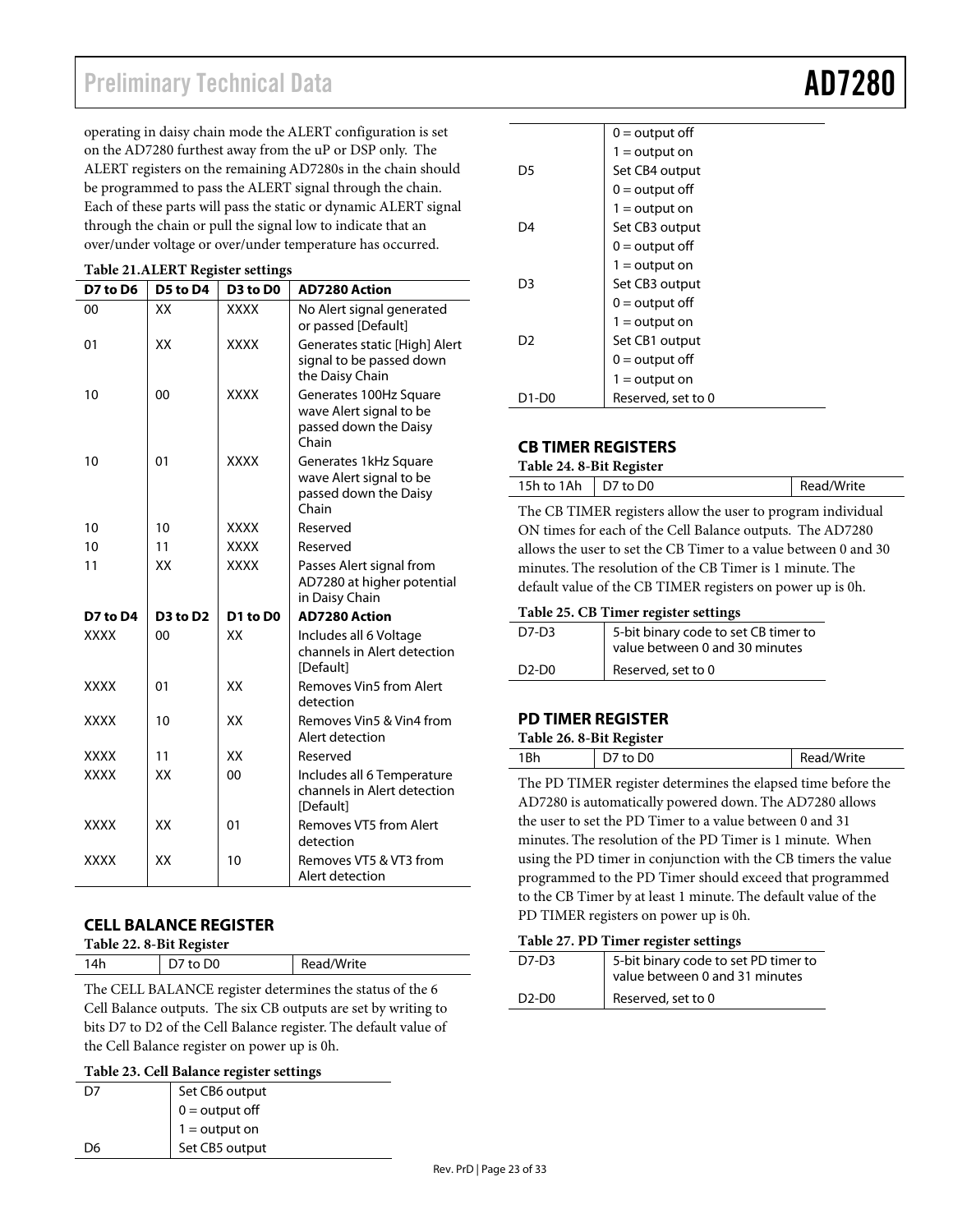operating in daisy chain mode the ALERT configuration is set on the AD7280 furthest away from the uP or DSP only. The ALERT registers on the remaining AD7280s in the chain should be programmed to pass the ALERT signal through the chain. Each of these parts will pass the static or dynamic ALERT signal through the chain or pull the signal low to indicate that an over/under voltage or over/under temperature has occurred.

**Table 21.ALERT Register settings**

| D7 to D6 | D5 to D4 | D3 to D0 | AD7280 Action |
|---|---|---|---|
| 00 | XX | XXXX | No Alert signal generated or passed [Default] |
| 01 | XX | XXXX | Generates static [High] Alert signal to be passed down the Daisy Chain |
| 10 | 00 | XXXX | Generates 100Hz Square wave Alert signal to be passed down the Daisy Chain |
| 10 | 01 | XXXX | Generates 1kHz Square wave Alert signal to be passed down the Daisy Chain |
| 10 | 10 | XXXX | Reserved |
| 10 | 11 | XXXX | Reserved |
| 11 | XX | XXXX | Passes Alert signal from AD7280 at higher potential in Daisy Chain |
| **D7 to D4** | **D3 to D2** | **D1 to D0** | **AD7280 Action** |
| XXXX | 00 | XX | Includes all 6 Voltage channels in Alert detection [Default] |
| XXXX | 01 | XX | Removes Vin5 from Alert detection |
| XXXX | 10 | XX | Removes Vin5 & Vin4 from Alert detection |
| XXXX | 11 | XX | Reserved |
| XXXX | XX | 00 | Includes all 6 Temperature channels in Alert detection [Default] |
| XXXX | XX | 01 | Removes VT5 from Alert detection |
| XXXX | XX | 10 | Removes VT5 & VT3 from Alert detection |

## CELL BALANCE REGISTER

**Table 22. 8-Bit Register**

| 14h | D7 to D0 | Read/Write |
|---|---|---|

The CELL BALANCE register determines the status of the 6 Cell Balance outputs. The six CB outputs are set by writing to bits D7 to D2 of the Cell Balance register. The default value of the Cell Balance register on power up is 0h.

**Table 23. Cell Balance register settings**

| | |
|---|---|
| D7 | Set CB6 output |
| | 0 = output off |
| | 1 = output on |
| D6 | Set CB5 output |
| | 0 = output off |
| | 1 = output on |
| D5 | Set CB4 output |
| | 0 = output off |
| | 1 = output on |
| D4 | Set CB3 output |
| | 0 = output off |
| | 1 = output on |
| D3 | Set CB3 output |
| | 0 = output off |
| | 1 = output on |
| D2 | Set CB1 output |
| | 0 = output off |
| | 1 = output on |
| D1-D0 | Reserved, set to 0 |

## CB TIMER REGISTERS

**Table 24. 8-Bit Register**

| 15h to 1Ah | D7 to D0 | Read/Write |
|---|---|---|

The CB TIMER registers allow the user to program individual ON times for each of the Cell Balance outputs. The AD7280 allows the user to set the CB Timer to a value between 0 and 30 minutes. The resolution of the CB Timer is 1 minute. The default value of the CB TIMER registers on power up is 0h.

**Table 25. CB Timer register settings**

| | |
|---|---|
| D7-D3 | 5-bit binary code to set CB timer to value between 0 and 30 minutes |
| D2-D0 | Reserved, set to 0 |

## PD TIMER REGISTER

**Table 26. 8-Bit Register**

| 1Bh | D7 to D0 | Read/Write |
|---|---|---|

The PD TIMER register determines the elapsed time before the AD7280 is automatically powered down. The AD7280 allows the user to set the PD Timer to a value between 0 and 31 minutes. The resolution of the PD Timer is 1 minute. When using the PD timer in conjunction with the CB timers the value programmed to the PD Timer should exceed that programmed to the CB Timer by at least 1 minute. The default value of the PD TIMER registers on power up is 0h.

**Table 27. PD Timer register settings**

| | |
|---|---|
| D7-D3 | 5-bit binary code to set PD timer to value between 0 and 31 minutes |
| D2-D0 | Reserved, set to 0 |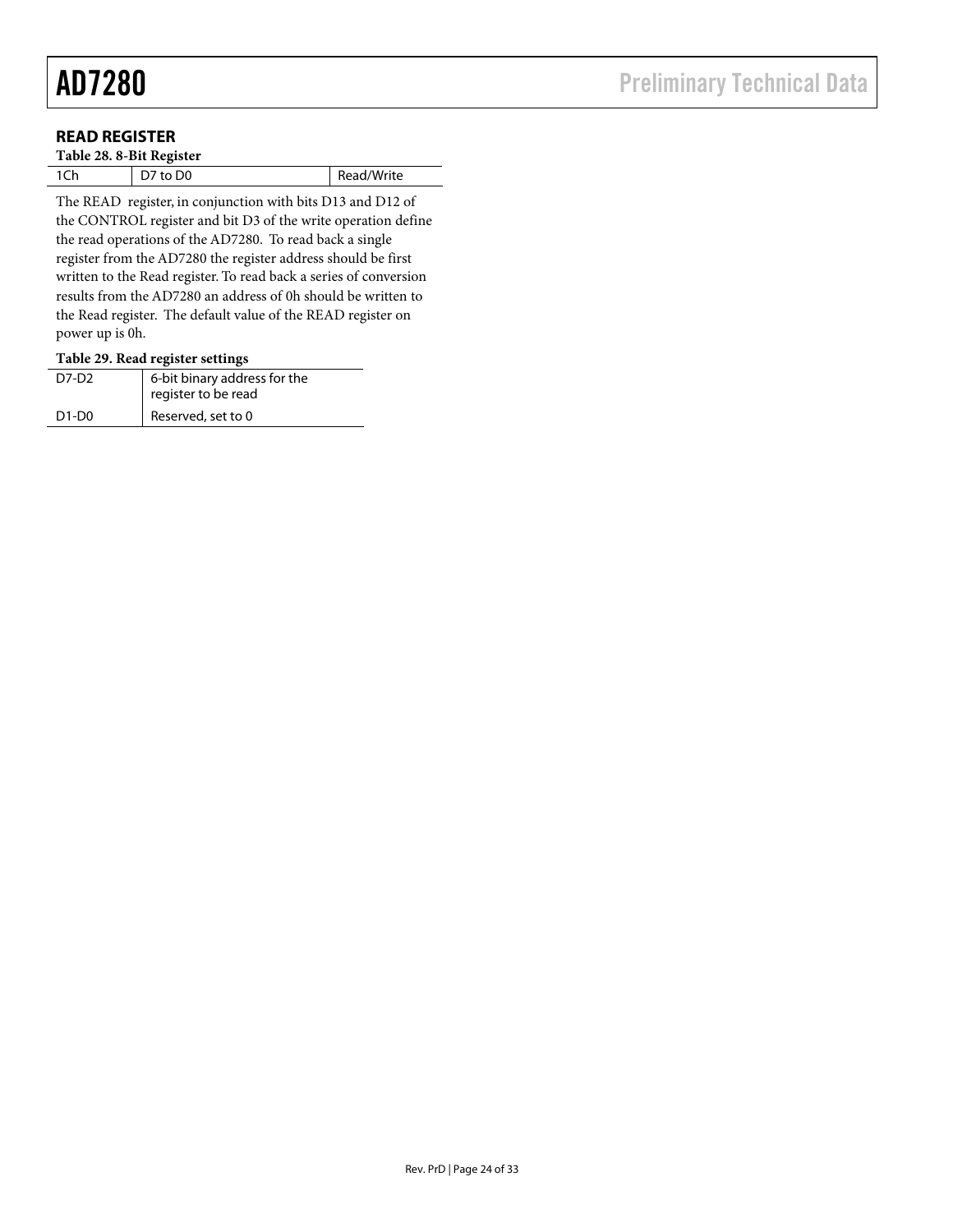## READ REGISTER

**Table 28. 8-Bit Register**

| 1Ch | D7 to D0 | Read/Write |
|---|---|---|

The READ register, in conjunction with bits D13 and D12 of the CONTROL register and bit D3 of the write operation define the read operations of the AD7280. To read back a single register from the AD7280 the register address should be first written to the Read register. To read back a series of conversion results from the AD7280 an address of 0h should be written to the Read register. The default value of the READ register on power up is 0h.

**Table 29. Read register settings**

| D7-D2 | 6-bit binary address for the register to be read |
|---|---|
| D1-D0 | Reserved, set to 0 |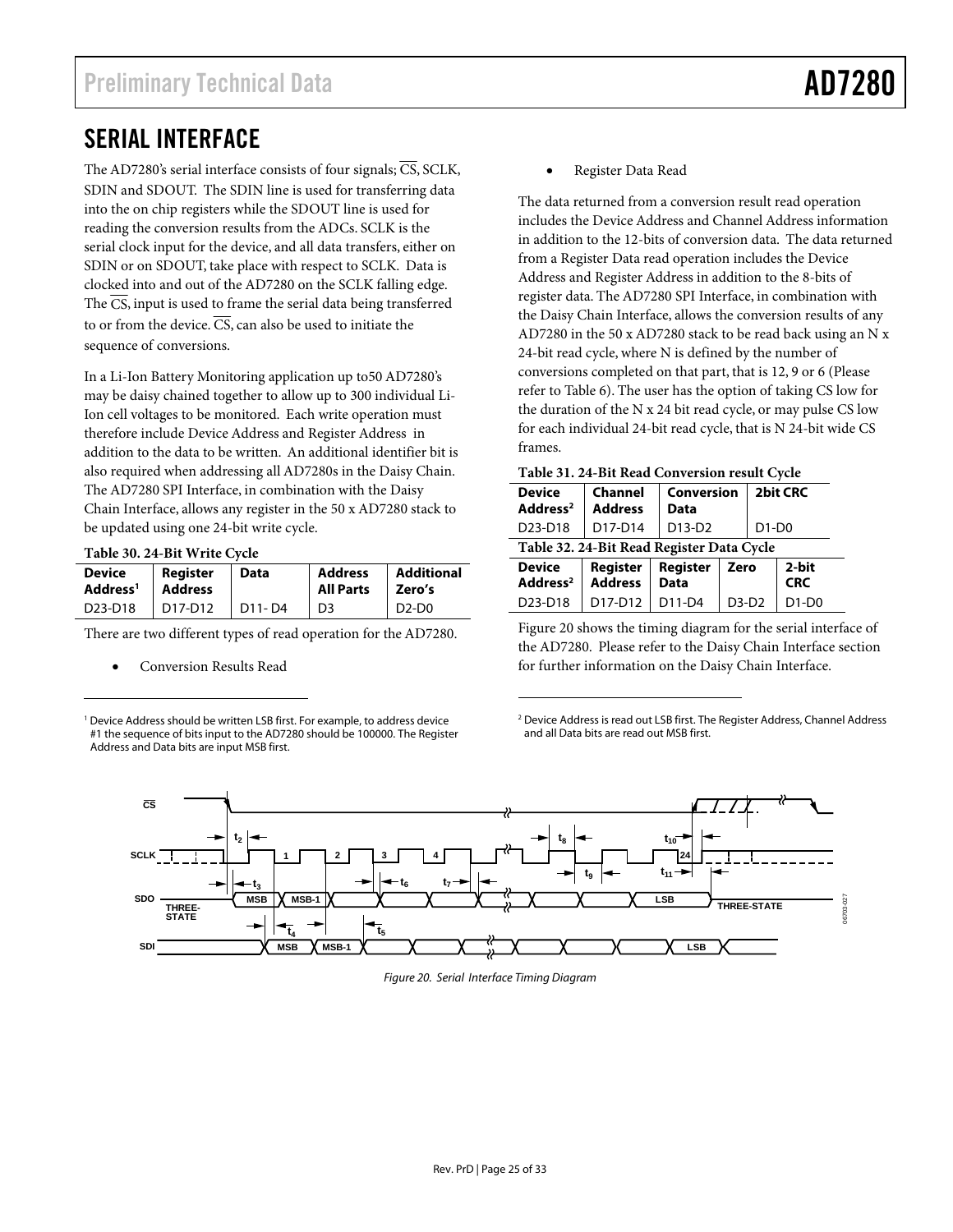## SERIAL INTERFACE

The AD7280's serial interface consists of four signals; $\overline{CS}$, SCLK, SDIN and SDOUT. The SDIN line is used for transferring data into the on chip registers while the SDOUT line is used for reading the conversion results from the ADCs. SCLK is the serial clock input for the device, and all data transfers, either on SDIN or on SDOUT, take place with respect to SCLK. Data is clocked into and out of the AD7280 on the SCLK falling edge. The $\overline{CS}$, input is used to frame the serial data being transferred to or from the device. $\overline{CS}$, can also be used to initiate the sequence of conversions.

In a Li-Ion Battery Monitoring application up to50 AD7280's may be daisy chained together to allow up to 300 individual Li-Ion cell voltages to be monitored. Each write operation must therefore include Device Address and Register Address in addition to the data to be written. An additional identifier bit is also required when addressing all AD7280s in the Daisy Chain. The AD7280 SPI Interface, in combination with the Daisy Chain Interface, allows any register in the 50 x AD7280 stack to be updated using one 24-bit write cycle.

**Table 30. 24-Bit Write Cycle**

| Device Address[1] | Register Address | Data | Address All Parts | Additional Zero's |
|---|---|---|---|---|
| D23-D18 | D17-D12 | D11- D4 | D3 | D2-D0 |

There are two different types of read operation for the AD7280.

- Conversion Results Read
- Register Data Read

[1] Device Address should be written LSB first. For example, to address device #1 the sequence of bits input to the AD7280 should be 100000. The Register Address and Data bits are input MSB first.

The data returned from a conversion result read operation includes the Device Address and Channel Address information in addition to the 12-bits of conversion data. The data returned from a Register Data read operation includes the Device Address and Register Address in addition to the 8-bits of register data. The AD7280 SPI Interface, in combination with the Daisy Chain Interface, allows the conversion results of any AD7280 in the 50 x AD7280 stack to be read back using an N x 24-bit read cycle, where N is defined by the number of conversions completed on that part, that is 12, 9 or 6 (Please refer to Table 6). The user has the option of taking CS low for the duration of the N x 24 bit read cycle, or may pulse CS low for each individual 24-bit read cycle, that is N 24-bit wide CS frames.

**Table 31. 24-Bit Read Conversion result Cycle**

| Device Address[2] | Channel Address | Conversion Data | 2bit CRC |
|---|---|---|---|
| D23-D18 | D17-D14 | D13-D2 | D1-D0 |

**Table 32. 24-Bit Read Register Data Cycle**

| Device Address[2] | Register Address | Register Data | Zero | 2-bit CRC |
|---|---|---|---|---|
| D23-D18 | D17-D12 | D11-D4 | D3-D2 | D1-D0 |

Figure 20 shows the timing diagram for the serial interface of the AD7280. Please refer to the Daisy Chain Interface section for further information on the Daisy Chain Interface.

[2] Device Address is read out LSB first. The Register Address, Channel Address and all Data bits are read out MSB first.

*Figure 20. Serial Interface Timing Diagram*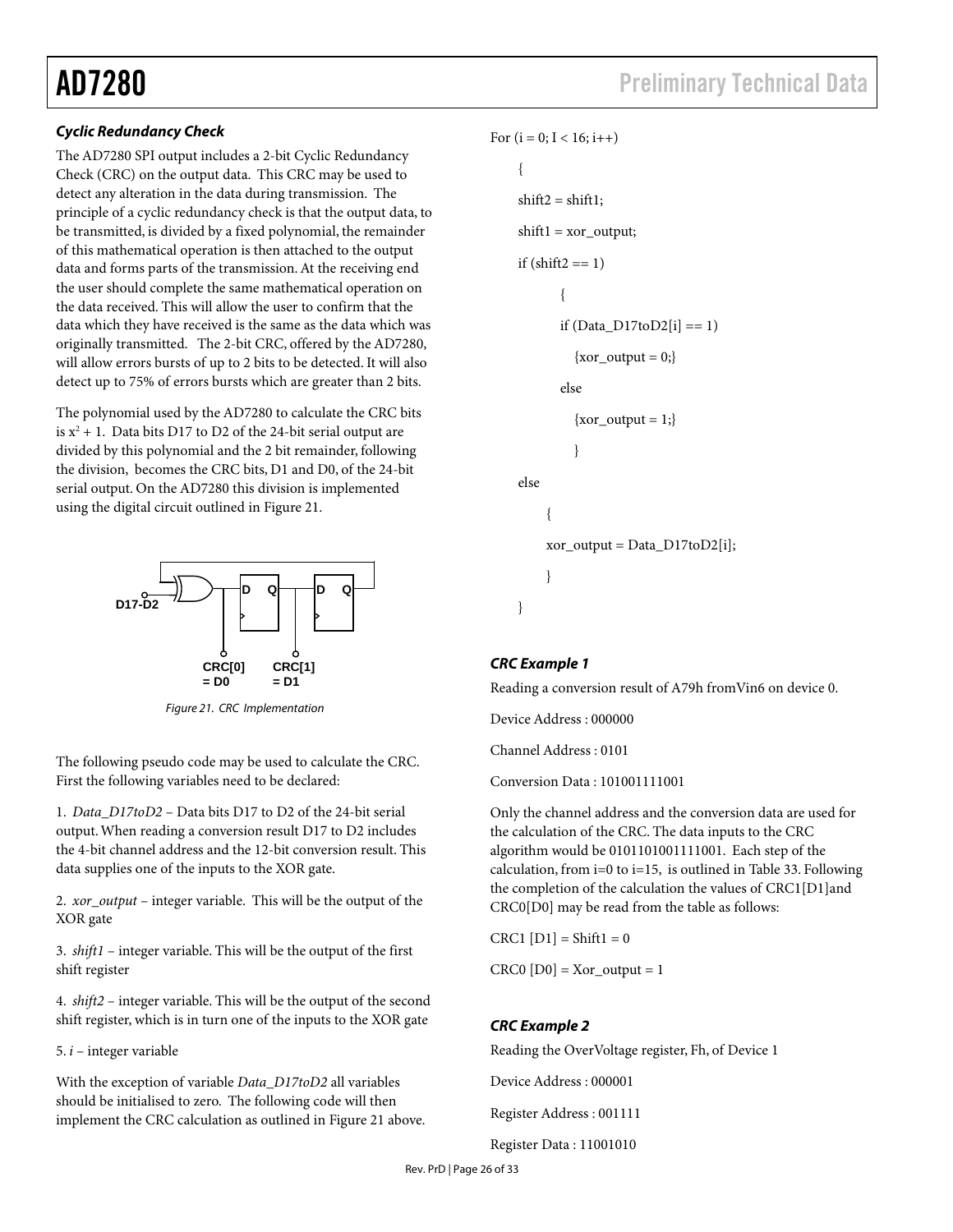### *Cyclic Redundancy Check*

The AD7280 SPI output includes a 2-bit Cyclic Redundancy Check (CRC) on the output data. This CRC may be used to detect any alteration in the data during transmission. The principle of a cyclic redundancy check is that the output data, to be transmitted, is divided by a fixed polynomial, the remainder of this mathematical operation is then attached to the output data and forms parts of the transmission. At the receiving end the user should complete the same mathematical operation on the data received. This will allow the user to confirm that the data which they have received is the same as the data which was originally transmitted. The 2-bit CRC, offered by the AD7280, will allow errors bursts of up to 2 bits to be detected. It will also detect up to 75% of errors bursts which are greater than 2 bits.

The polynomial used by the AD7280 to calculate the CRC bits is $x^2 + 1$. Data bits D17 to D2 of the 24-bit serial output are divided by this polynomial and the 2 bit remainder, following the division, becomes the CRC bits, D1 and D0, of the 24-bit serial output. On the AD7280 this division is implemented using the digital circuit outlined in Figure 21.

D17-D2

CRC[0] = D0 CRC[1] = D1

*Figure 21. CRC Implementation*

The following pseudo code may be used to calculate the CRC. First the following variables need to be declared:

1. *Data_D17toD2* – Data bits D17 to D2 of the 24-bit serial output. When reading a conversion result D17 to D2 includes the 4-bit channel address and the 12-bit conversion result. This data supplies one of the inputs to the XOR gate.

2. *xor_output* – integer variable. This will be the output of the XOR gate

3. *shift1* – integer variable. This will be the output of the first shift register

4. *shift2* – integer variable. This will be the output of the second shift register, which is in turn one of the inputs to the XOR gate

5. *i* – integer variable

With the exception of variable *Data_D17toD2* all variables should be initialised to zero. The following code will then implement the CRC calculation as outlined in Figure 21 above.

```
For (i = 0; I < 16; i++)
    {
    shift2 = shift1;
    shift1 = xor_output;
    if (shift2 == 1)
            {
            if (Data_D17toD2[i] == 1)
                {xor_output = 0;}
            else
                {xor_output = 1;}
                }
    else
          {
          xor_output = Data_D17toD2[i];
          }
    }
```

### *CRC Example 1*

Reading a conversion result of A79h fromVin6 on device 0.

Device Address : 000000

Channel Address : 0101

Conversion Data : 101001111001

Only the channel address and the conversion data are used for the calculation of the CRC. The data inputs to the CRC algorithm would be 0101101001111001. Each step of the calculation, from i=0 to i=15, is outlined in Table 33. Following the completion of the calculation the values of CRC1[D1]and CRC0[D0] may be read from the table as follows:

CRC1 [D1] = Shift1 = 0

CRC0 [D0] = Xor_output = 1

### *CRC Example 2*

Reading the OverVoltage register, Fh, of Device 1

Device Address : 000001

Register Address : 001111

Register Data : 11001010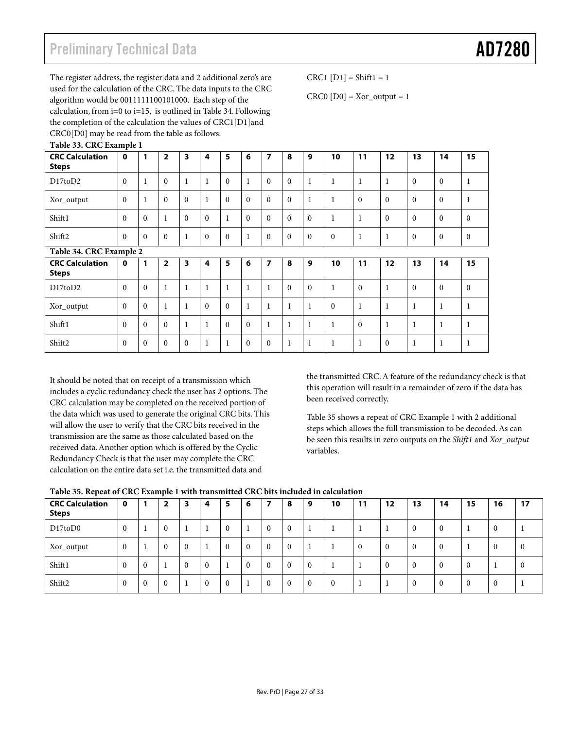The register address, the register data and 2 additional zero's are used for the calculation of the CRC. The data inputs to the CRC algorithm would be 0011111100101000. Each step of the calculation, from i=0 to i=15, is outlined in Table 34. Following the completion of the calculation the values of CRC1[D1]and CRC0[D0] may be read from the table as follows:

CRC1 [D1] = Shift1 = 1

CRC0 [D0] = Xor_output = 1

**Table 33. CRC Example 1**

| CRC Calculation Steps | 0 | 1 | 2 | 3 | 4 | 5 | 6 | 7 | 8 | 9 | 10 | 11 | 12 | 13 | 14 | 15 |
|---|---|---|---|---|---|---|---|---|---|---|---|---|---|---|---|---|
| D17toD2 | 0 | 1 | 0 | 1 | 1 | 0 | 1 | 0 | 0 | 1 | 1 | 1 | 1 | 0 | 0 | 1 |
| Xor_output | 0 | 1 | 0 | 0 | 1 | 0 | 0 | 0 | 0 | 1 | 1 | 0 | 0 | 0 | 0 | 1 |
| Shift1 | 0 | 0 | 1 | 0 | 0 | 1 | 0 | 0 | 0 | 0 | 1 | 1 | 0 | 0 | 0 | 0 |
| Shift2 | 0 | 0 | 0 | 1 | 0 | 0 | 1 | 0 | 0 | 0 | 0 | 1 | 1 | 0 | 0 | 0 |

**Table 34. CRC Example 2**

| CRC Calculation Steps | 0 | 1 | 2 | 3 | 4 | 5 | 6 | 7 | 8 | 9 | 10 | 11 | 12 | 13 | 14 | 15 |
|---|---|---|---|---|---|---|---|---|---|---|---|---|---|---|---|---|
| D17toD2 | 0 | 0 | 1 | 1 | 1 | 1 | 1 | 1 | 0 | 0 | 1 | 0 | 1 | 0 | 0 | 0 |
| Xor_output | 0 | 0 | 1 | 1 | 0 | 0 | 1 | 1 | 1 | 1 | 0 | 1 | 1 | 1 | 1 | 1 |
| Shift1 | 0 | 0 | 0 | 1 | 1 | 0 | 0 | 1 | 1 | 1 | 1 | 0 | 1 | 1 | 1 | 1 |
| Shift2 | 0 | 0 | 0 | 0 | 1 | 1 | 0 | 0 | 1 | 1 | 1 | 1 | 0 | 1 | 1 | 1 |

It should be noted that on receipt of a transmission which includes a cyclic redundancy check the user has 2 options. The CRC calculation may be completed on the received portion of the data which was used to generate the original CRC bits. This will allow the user to verify that the CRC bits received in the transmission are the same as those calculated based on the received data. Another option which is offered by the Cyclic Redundancy Check is that the user may complete the CRC calculation on the entire data set i.e. the transmitted data and the transmitted CRC. A feature of the redundancy check is that this operation will result in a remainder of zero if the data has been received correctly.

Table 35 shows a repeat of CRC Example 1 with 2 additional steps which allows the full transmission to be decoded. As can be seen this results in zero outputs on the *Shift1* and *Xor_output* variables.

**Table 35. Repeat of CRC Example 1 with transmitted CRC bits included in calculation**

| CRC Calculation Steps | 0 | 1 | 2 | 3 | 4 | 5 | 6 | 7 | 8 | 9 | 10 | 11 | 12 | 13 | 14 | 15 | 16 | 17 |
|---|---|---|---|---|---|---|---|---|---|---|---|---|---|---|---|---|---|---|
| D17toD0 | 0 | 1 | 0 | 1 | 1 | 0 | 1 | 0 | 0 | 1 | 1 | 1 | 1 | 0 | 0 | 1 | 0 | 1 |
| Xor_output | 0 | 1 | 0 | 0 | 1 | 0 | 0 | 0 | 0 | 1 | 1 | 0 | 0 | 0 | 0 | 1 | 0 | 0 |
| Shift1 | 0 | 0 | 1 | 0 | 0 | 1 | 0 | 0 | 0 | 0 | 1 | 1 | 0 | 0 | 0 | 0 | 1 | 0 |
| Shift2 | 0 | 0 | 0 | 1 | 0 | 0 | 1 | 0 | 0 | 0 | 0 | 1 | 1 | 0 | 0 | 0 | 0 | 1 |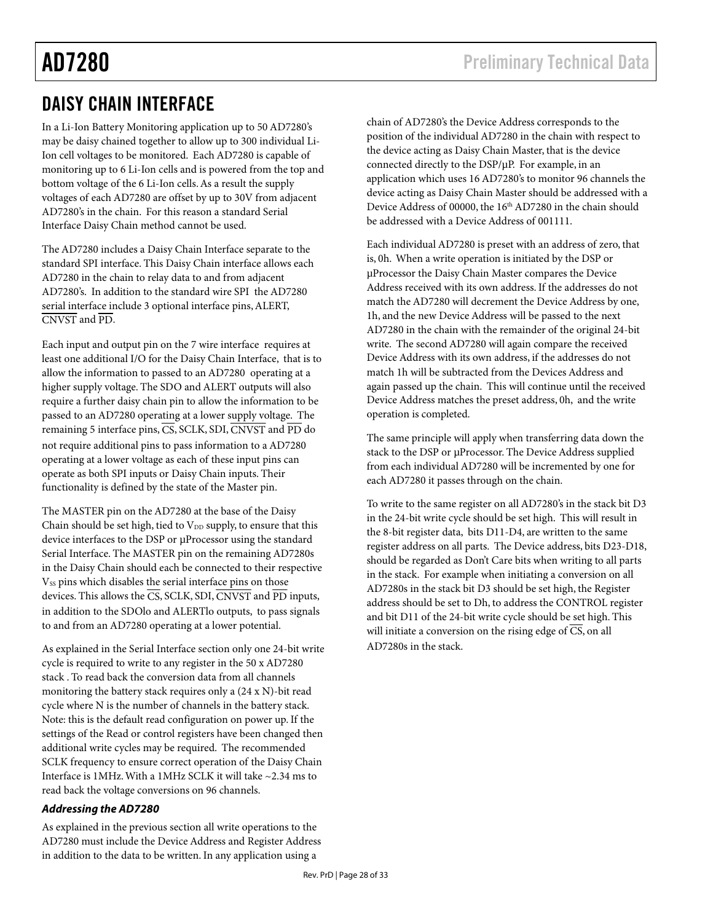## DAISY CHAIN INTERFACE

In a Li-Ion Battery Monitoring application up to 50 AD7280's may be daisy chained together to allow up to 300 individual Li-Ion cell voltages to be monitored. Each AD7280 is capable of monitoring up to 6 Li-Ion cells and is powered from the top and bottom voltage of the 6 Li-Ion cells. As a result the supply voltages of each AD7280 are offset by up to 30V from adjacent AD7280's in the chain. For this reason a standard Serial Interface Daisy Chain method cannot be used.

The AD7280 includes a Daisy Chain Interface separate to the standard SPI interface. This Daisy Chain interface allows each AD7280 in the chain to relay data to and from adjacent AD7280's. In addition to the standard wire SPI the AD7280 serial interface include 3 optional interface pins, ALERT, $\overline{\text{CNVST}}$ and $\overline{\text{PD}}$.

Each input and output pin on the 7 wire interface requires at least one additional I/O for the Daisy Chain Interface, that is to allow the information to passed to an AD7280 operating at a higher supply voltage. The SDO and ALERT outputs will also require a further daisy chain pin to allow the information to be passed to an AD7280 operating at a lower supply voltage. The remaining 5 interface pins, $\overline{\text{CS}}$, SCLK, SDI, $\overline{\text{CNVST}}$ and $\overline{\text{PD}}$ do not require additional pins to pass information to a AD7280 operating at a lower voltage as each of these input pins can operate as both SPI inputs or Daisy Chain inputs. Their functionality is defined by the state of the Master pin.

The MASTER pin on the AD7280 at the base of the Daisy Chain should be set high, tied to $V_{DD}$ supply, to ensure that this device interfaces to the DSP or µProcessor using the standard Serial Interface. The MASTER pin on the remaining AD7280s in the Daisy Chain should each be connected to their respective $V_{SS}$ pins which disables the serial interface pins on those devices. This allows the $\overline{\text{CS}}$, SCLK, SDI, $\overline{\text{CNVST}}$ and $\overline{\text{PD}}$ inputs, in addition to the SDOlo and ALERTlo outputs, to pass signals to and from an AD7280 operating at a lower potential.

As explained in the Serial Interface section only one 24-bit write cycle is required to write to any register in the 50 x AD7280 stack . To read back the conversion data from all channels monitoring the battery stack requires only a (24 x N)-bit read cycle where N is the number of channels in the battery stack. Note: this is the default read configuration on power up. If the settings of the Read or control registers have been changed then additional write cycles may be required. The recommended SCLK frequency to ensure correct operation of the Daisy Chain Interface is 1MHz. With a 1MHz SCLK it will take ~2.34 ms to read back the voltage conversions on 96 channels.

### *Addressing the AD7280*

As explained in the previous section all write operations to the AD7280 must include the Device Address and Register Address in addition to the data to be written. In any application using a chain of AD7280's the Device Address corresponds to the position of the individual AD7280 in the chain with respect to the device acting as Daisy Chain Master, that is the device connected directly to the DSP/µP. For example, in an application which uses 16 AD7280's to monitor 96 channels the device acting as Daisy Chain Master should be addressed with a Device Address of 00000, the 16th AD7280 in the chain should be addressed with a Device Address of 001111.

Each individual AD7280 is preset with an address of zero, that is, 0h. When a write operation is initiated by the DSP or µProcessor the Daisy Chain Master compares the Device Address received with its own address. If the addresses do not match the AD7280 will decrement the Device Address by one, 1h, and the new Device Address will be passed to the next AD7280 in the chain with the remainder of the original 24-bit write. The second AD7280 will again compare the received Device Address with its own address, if the addresses do not match 1h will be subtracted from the Devices Address and again passed up the chain. This will continue until the received Device Address matches the preset address, 0h, and the write operation is completed.

The same principle will apply when transferring data down the stack to the DSP or µProcessor. The Device Address supplied from each individual AD7280 will be incremented by one for each AD7280 it passes through on the chain.

To write to the same register on all AD7280's in the stack bit D3 in the 24-bit write cycle should be set high. This will result in the 8-bit register data, bits D11-D4, are written to the same register address on all parts. The Device address, bits D23-D18, should be regarded as Don't Care bits when writing to all parts in the stack. For example when initiating a conversion on all AD7280s in the stack bit D3 should be set high, the Register address should be set to Dh, to address the CONTROL register and bit D11 of the 24-bit write cycle should be set high. This will initiate a conversion on the rising edge of $\overline{\text{CS}}$, on all AD7280s in the stack.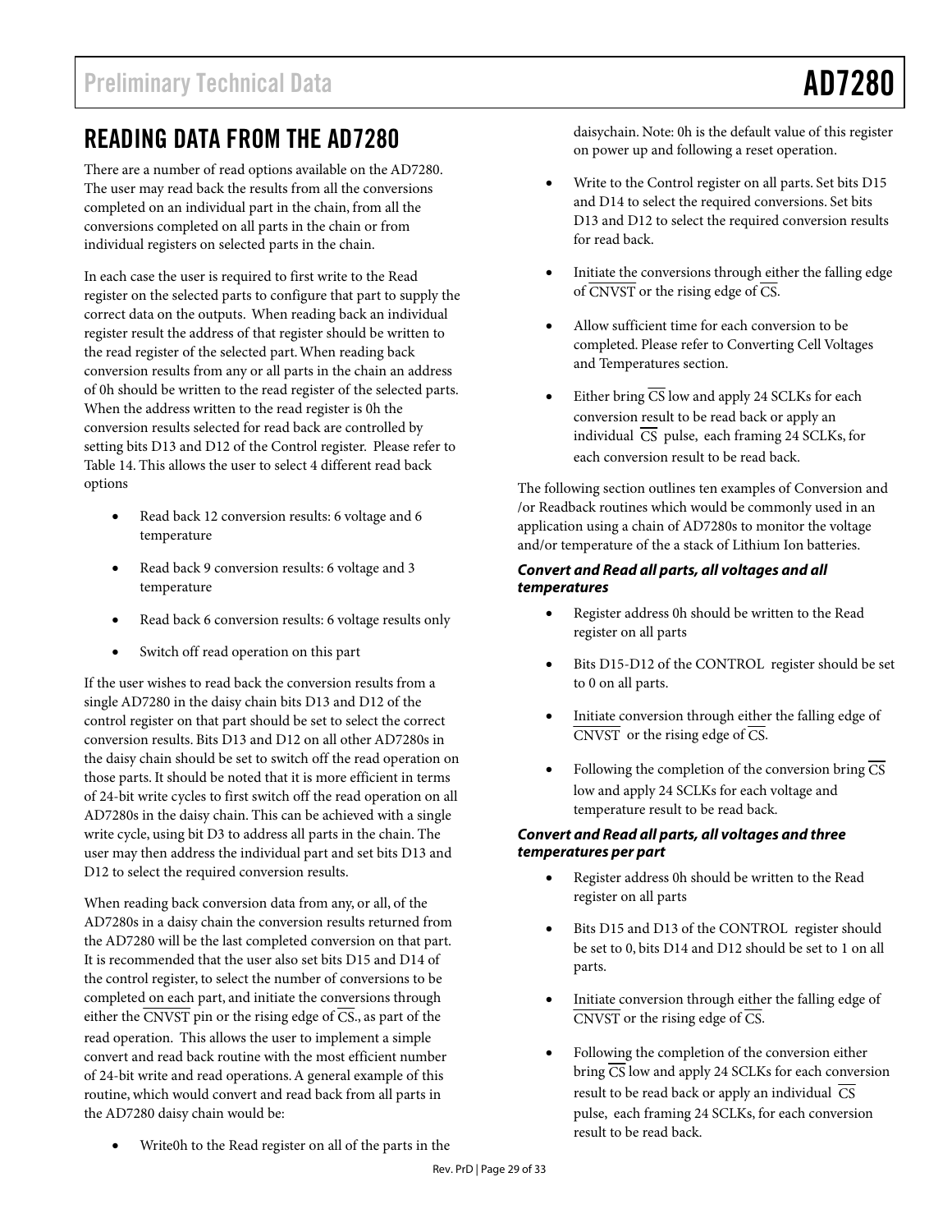## READING DATA FROM THE AD7280

There are a number of read options available on the AD7280. The user may read back the results from all the conversions completed on an individual part in the chain, from all the conversions completed on all parts in the chain or from individual registers on selected parts in the chain.

In each case the user is required to first write to the Read register on the selected parts to configure that part to supply the correct data on the outputs. When reading back an individual register result the address of that register should be written to the read register of the selected part. When reading back conversion results from any or all parts in the chain an address of 0h should be written to the read register of the selected parts. When the address written to the read register is 0h the conversion results selected for read back are controlled by setting bits D13 and D12 of the Control register. Please refer to Table 14. This allows the user to select 4 different read back options

- Read back 12 conversion results: 6 voltage and 6 temperature
- Read back 9 conversion results: 6 voltage and 3 temperature
- Read back 6 conversion results: 6 voltage results only
- Switch off read operation on this part

If the user wishes to read back the conversion results from a single AD7280 in the daisy chain bits D13 and D12 of the control register on that part should be set to select the correct conversion results. Bits D13 and D12 on all other AD7280s in the daisy chain should be set to switch off the read operation on those parts. It should be noted that it is more efficient in terms of 24-bit write cycles to first switch off the read operation on all AD7280s in the daisy chain. This can be achieved with a single write cycle, using bit D3 to address all parts in the chain. The user may then address the individual part and set bits D13 and D12 to select the required conversion results.

When reading back conversion data from any, or all, of the AD7280s in a daisy chain the conversion results returned from the AD7280 will be the last completed conversion on that part. It is recommended that the user also set bits D15 and D14 of the control register, to select the number of conversions to be completed on each part, and initiate the conversions through either the $\overline{\text{CNVST}}$ pin or the rising edge of $\overline{\text{CS}}$., as part of the read operation. This allows the user to implement a simple convert and read back routine with the most efficient number of 24-bit write and read operations. A general example of this routine, which would convert and read back from all parts in the AD7280 daisy chain would be:

- Write0h to the Read register on all of the parts in the daisychain. Note: 0h is the default value of this register on power up and following a reset operation.
- Write to the Control register on all parts. Set bits D15 and D14 to select the required conversions. Set bits D13 and D12 to select the required conversion results for read back.
- Initiate the conversions through either the falling edge of $\overline{\text{CNVST}}$ or the rising edge of $\overline{\text{CS}}$.
- Allow sufficient time for each conversion to be completed. Please refer to Converting Cell Voltages and Temperatures section.
- Either bring $\overline{\text{CS}}$ low and apply 24 SCLKs for each conversion result to be read back or apply an individual $\overline{\text{CS}}$ pulse, each framing 24 SCLKs, for each conversion result to be read back.

The following section outlines ten examples of Conversion and /or Readback routines which would be commonly used in an application using a chain of AD7280s to monitor the voltage and/or temperature of the a stack of Lithium Ion batteries.

#### *Convert and Read all parts, all voltages and all temperatures*

- Register address 0h should be written to the Read register on all parts
- Bits D15-D12 of the CONTROL register should be set to 0 on all parts.
- Initiate conversion through either the falling edge of $\overline{\text{CNVST}}$ or the rising edge of $\overline{\text{CS}}$.
- Following the completion of the conversion bring $\overline{\text{CS}}$ low and apply 24 SCLKs for each voltage and temperature result to be read back.

#### *Convert and Read all parts, all voltages and three temperatures per part*

- Register address 0h should be written to the Read register on all parts
- Bits D15 and D13 of the CONTROL register should be set to 0, bits D14 and D12 should be set to 1 on all parts.
- Initiate conversion through either the falling edge of $\overline{\text{CNVST}}$ or the rising edge of $\overline{\text{CS}}$.
- Following the completion of the conversion either bring $\overline{\text{CS}}$ low and apply 24 SCLKs for each conversion result to be read back or apply an individual $\overline{\text{CS}}$ pulse, each framing 24 SCLKs, for each conversion result to be read back.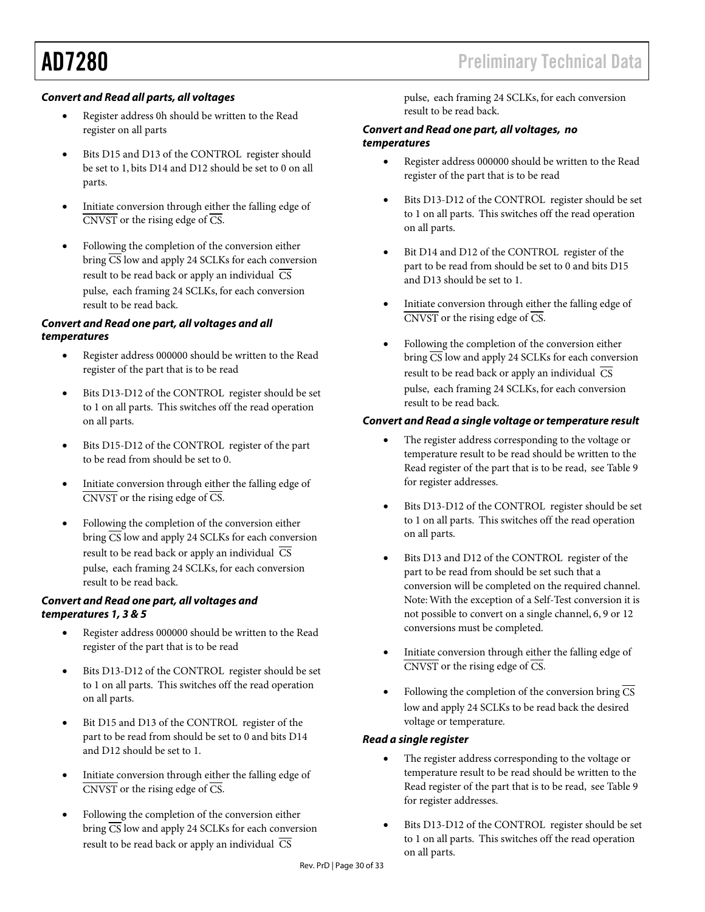### *Convert and Read all parts, all voltages*

- Register address 0h should be written to the Read register on all parts
- Bits D15 and D13 of the CONTROL register should be set to 1, bits D14 and D12 should be set to 0 on all parts.
- Initiate conversion through either the falling edge of $\overline{\text{CNVST}}$ or the rising edge of $\overline{\text{CS}}$.
- Following the completion of the conversion either bring $\overline{\text{CS}}$ low and apply 24 SCLKs for each conversion result to be read back or apply an individual $\overline{\text{CS}}$ pulse, each framing 24 SCLKs, for each conversion result to be read back.

### *Convert and Read one part, all voltages and all temperatures*

- Register address 000000 should be written to the Read register of the part that is to be read
- Bits D13-D12 of the CONTROL register should be set to 1 on all parts. This switches off the read operation on all parts.
- Bits D15-D12 of the CONTROL register of the part to be read from should be set to 0.
- Initiate conversion through either the falling edge of $\overline{\text{CNVST}}$ or the rising edge of $\overline{\text{CS}}$.
- Following the completion of the conversion either bring $\overline{\text{CS}}$ low and apply 24 SCLKs for each conversion result to be read back or apply an individual $\overline{\text{CS}}$ pulse, each framing 24 SCLKs, for each conversion result to be read back.

### *Convert and Read one part, all voltages and temperatures 1, 3 & 5*

- Register address 000000 should be written to the Read register of the part that is to be read
- Bits D13-D12 of the CONTROL register should be set to 1 on all parts. This switches off the read operation on all parts.
- Bit D15 and D13 of the CONTROL register of the part to be read from should be set to 0 and bits D14 and D12 should be set to 1.
- Initiate conversion through either the falling edge of $\overline{\text{CNVST}}$ or the rising edge of $\overline{\text{CS}}$.
- Following the completion of the conversion either bring $\overline{\text{CS}}$ low and apply 24 SCLKs for each conversion result to be read back or apply an individual $\overline{\text{CS}}$ pulse, each framing 24 SCLKs, for each conversion result to be read back.

### *Convert and Read one part, all voltages, no temperatures*

- Register address 000000 should be written to the Read register of the part that is to be read
- Bits D13-D12 of the CONTROL register should be set to 1 on all parts. This switches off the read operation on all parts.
- Bit D14 and D12 of the CONTROL register of the part to be read from should be set to 0 and bits D15 and D13 should be set to 1.
- Initiate conversion through either the falling edge of $\overline{\text{CNVST}}$ or the rising edge of $\overline{\text{CS}}$.
- Following the completion of the conversion either bring $\overline{\text{CS}}$ low and apply 24 SCLKs for each conversion result to be read back or apply an individual $\overline{\text{CS}}$ pulse, each framing 24 SCLKs, for each conversion result to be read back.

### *Convert and Read a single voltage or temperature result*

- The register address corresponding to the voltage or temperature result to be read should be written to the Read register of the part that is to be read, see Table 9 for register addresses.
- Bits D13-D12 of the CONTROL register should be set to 1 on all parts. This switches off the read operation on all parts.
- Bits D13 and D12 of the CONTROL register of the part to be read from should be set such that a conversion will be completed on the required channel. Note: With the exception of a Self-Test conversion it is not possible to convert on a single channel, 6, 9 or 12 conversions must be completed.
- Initiate conversion through either the falling edge of $\overline{\text{CNVST}}$ or the rising edge of $\overline{\text{CS}}$.
- Following the completion of the conversion bring $\overline{\text{CS}}$ low and apply 24 SCLKs to be read back the desired voltage or temperature.

### *Read a single register*

- The register address corresponding to the voltage or temperature result to be read should be written to the Read register of the part that is to be read, see Table 9 for register addresses.
- Bits D13-D12 of the CONTROL register should be set to 1 on all parts. This switches off the read operation on all parts.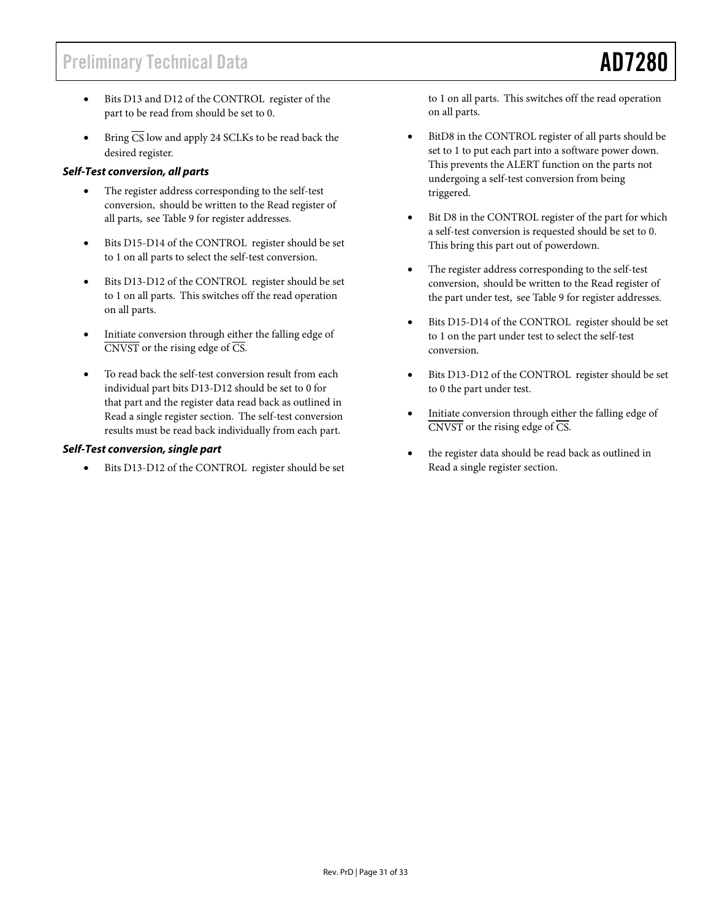- Bits D13 and D12 of the CONTROL register of the part to be read from should be set to 0.
- Bring $\overline{CS}$ low and apply 24 SCLKs to be read back the desired register.

***Self-Test conversion, all parts***

- The register address corresponding to the self-test conversion, should be written to the Read register of all parts, see Table 9 for register addresses.
- Bits D15-D14 of the CONTROL register should be set to 1 on all parts to select the self-test conversion.
- Bits D13-D12 of the CONTROL register should be set to 1 on all parts. This switches off the read operation on all parts.
- Initiate conversion through either the falling edge of $\overline{CNVST}$ or the rising edge of $\overline{CS}$.
- To read back the self-test conversion result from each individual part bits D13-D12 should be set to 0 for that part and the register data read back as outlined in Read a single register section. The self-test conversion results must be read back individually from each part.

***Self-Test conversion, single part***

- Bits D13-D12 of the CONTROL register should be set to 1 on all parts. This switches off the read operation on all parts.
- BitD8 in the CONTROL register of all parts should be set to 1 to put each part into a software power down. This prevents the ALERT function on the parts not undergoing a self-test conversion from being triggered.
- Bit D8 in the CONTROL register of the part for which a self-test conversion is requested should be set to 0. This bring this part out of powerdown.
- The register address corresponding to the self-test conversion, should be written to the Read register of the part under test, see Table 9 for register addresses.
- Bits D15-D14 of the CONTROL register should be set to 1 on the part under test to select the self-test conversion.
- Bits D13-D12 of the CONTROL register should be set to 0 the part under test.
- Initiate conversion through either the falling edge of $\overline{CNVST}$ or the rising edge of $\overline{CS}$.
- the register data should be read back as outlined in Read a single register section.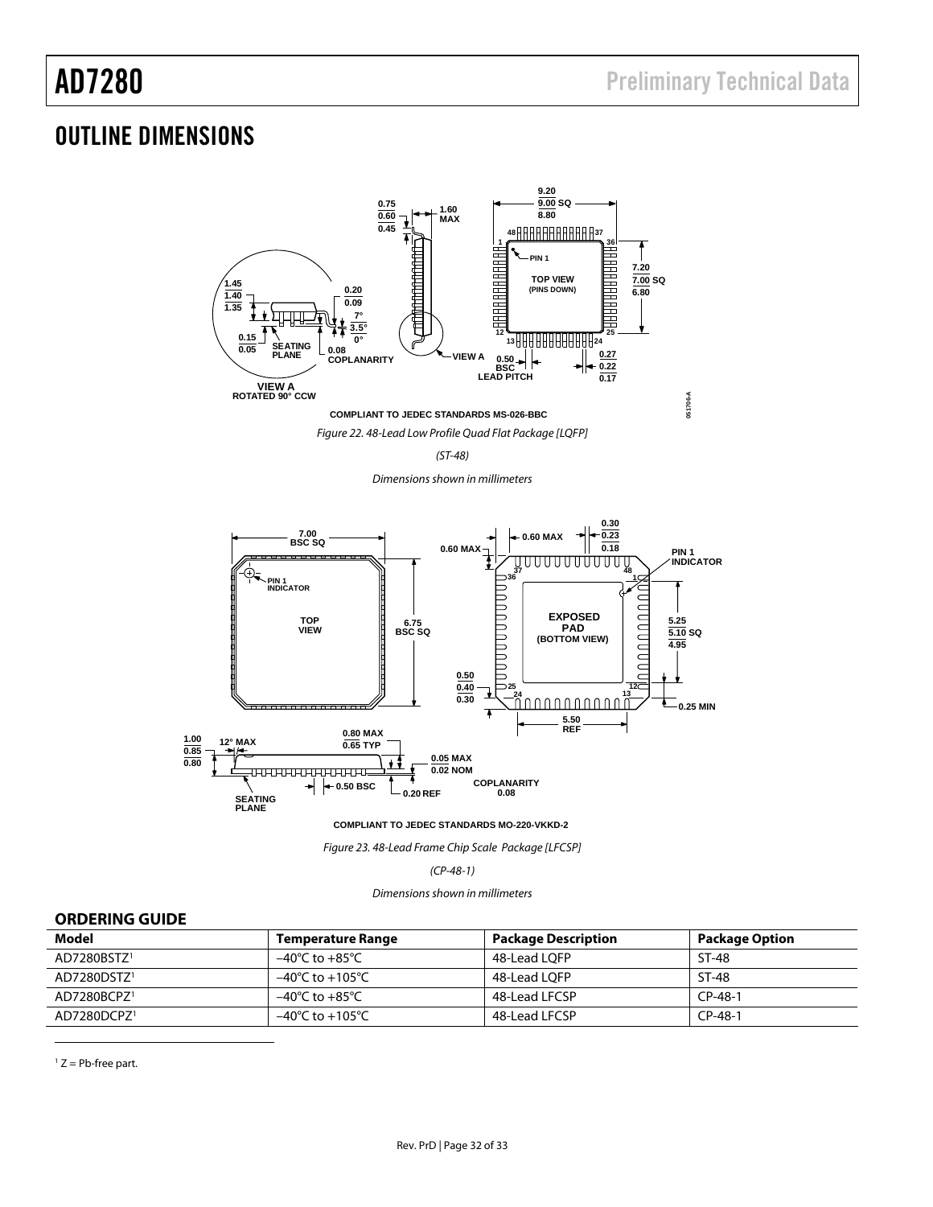# OUTLINE DIMENSIONS

COMPLIANT TO JEDEC STANDARDS MS-026-BBC

*Figure 22. 48-Lead Low Profile Quad Flat Package [LQFP]*

*(ST-48)*

*Dimensions shown in millimeters*

COMPLIANT TO JEDEC STANDARDS MO-220-VKKD-2

*Figure 23. 48-Lead Frame Chip Scale Package [LFCSP]*

*(CP-48-1)*

*Dimensions shown in millimeters*

## ORDERING GUIDE

| Model | Temperature Range | Package Description | Package Option |
|---|---|---|---|
| AD7280BSTZ[1] | −40°C to +85°C | 48-Lead LQFP | ST-48 |
| AD7280DSTZ[1] | −40°C to +105°C | 48-Lead LQFP | ST-48 |
| AD7280BCPZ[1] | −40°C to +85°C | 48-Lead LFCSP | CP-48-1 |
| AD7280DCPZ[1] | −40°C to +105°C | 48-Lead LFCSP | CP-48-1 |

[1] Z = Pb-free part.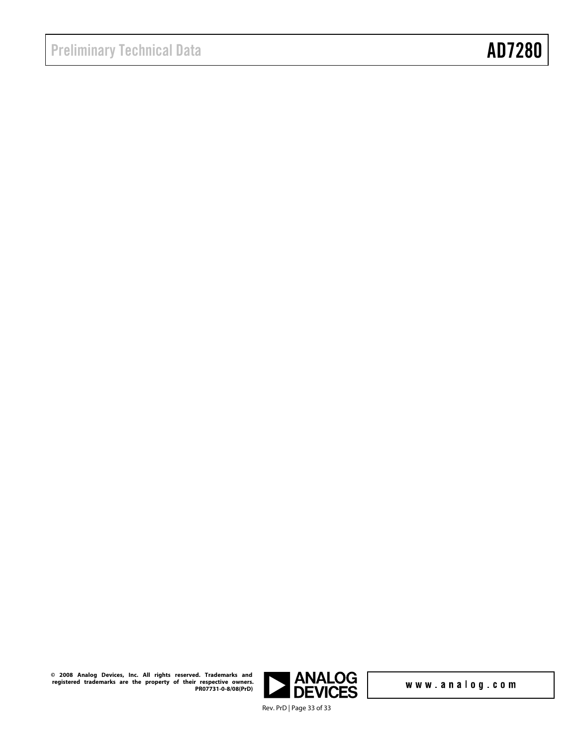© 2008 Analog Devices, Inc. All rights reserved. Trademarks and registered trademarks are the property of their respective owners. PR07731-0-8/08(PrD)

www.analog.com